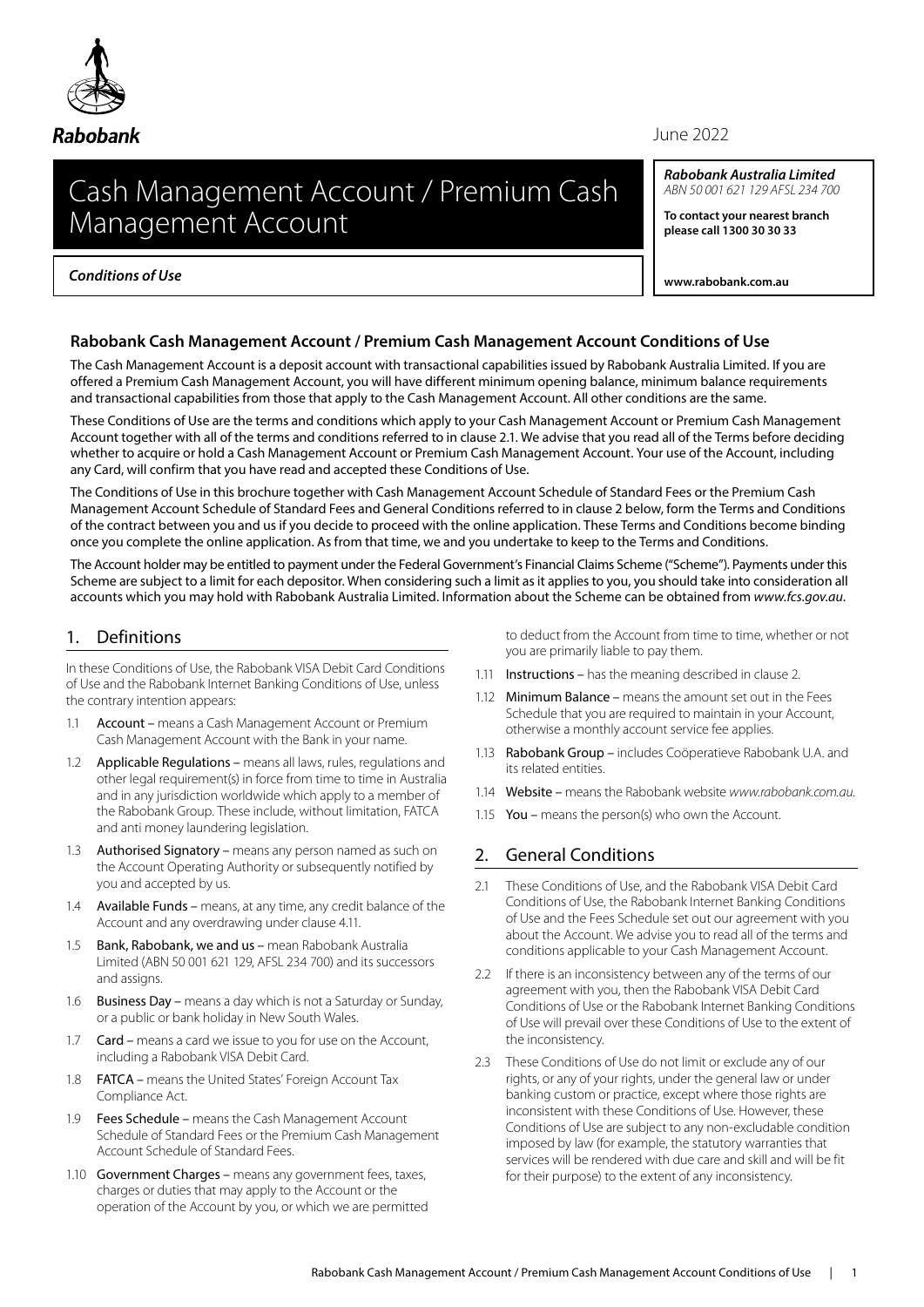Rabobank

June 2022

# Cash Management Account / Premium Cash Management Account

***Rabobank Australia Limited***
*ABN 50 001 621 129 AFSL 234 700*

**To contact your nearest branch please call 1300 30 30 33**

**www.rabobank.com.au**

***Conditions of Use***

## Rabobank Cash Management Account / Premium Cash Management Account Conditions of Use

The Cash Management Account is a deposit account with transactional capabilities issued by Rabobank Australia Limited. If you are offered a Premium Cash Management Account, you will have different minimum opening balance, minimum balance requirements and transactional capabilities from those that apply to the Cash Management Account. All other conditions are the same.

These Conditions of Use are the terms and conditions which apply to your Cash Management Account or Premium Cash Management Account together with all of the terms and conditions referred to in clause 2.1. We advise that you read all of the Terms before deciding whether to acquire or hold a Cash Management Account or Premium Cash Management Account. Your use of the Account, including any Card, will confirm that you have read and accepted these Conditions of Use.

The Conditions of Use in this brochure together with Cash Management Account Schedule of Standard Fees or the Premium Cash Management Account Schedule of Standard Fees and General Conditions referred to in clause 2 below, form the Terms and Conditions of the contract between you and us if you decide to proceed with the online application. These Terms and Conditions become binding once you complete the online application. As from that time, we and you undertake to keep to the Terms and Conditions.

The Account holder may be entitled to payment under the Federal Government's Financial Claims Scheme ("Scheme"). Payments under this Scheme are subject to a limit for each depositor. When considering such a limit as it applies to you, you should take into consideration all accounts which you may hold with Rabobank Australia Limited. Information about the Scheme can be obtained from *www.fcs.gov.au*.

## 1. Definitions

In these Conditions of Use, the Rabobank VISA Debit Card Conditions of Use and the Rabobank Internet Banking Conditions of Use, unless the contrary intention appears:

1.1 **Account** – means a Cash Management Account or Premium Cash Management Account with the Bank in your name.

1.2 **Applicable Regulations** – means all laws, rules, regulations and other legal requirement(s) in force from time to time in Australia and in any jurisdiction worldwide which apply to a member of the Rabobank Group. These include, without limitation, FATCA and anti money laundering legislation.

1.3 **Authorised Signatory** – means any person named as such on the Account Operating Authority or subsequently notified by you and accepted by us.

1.4 **Available Funds** – means, at any time, any credit balance of the Account and any overdrawing under clause 4.11.

1.5 **Bank, Rabobank, we and us** – mean Rabobank Australia Limited (ABN 50 001 621 129, AFSL 234 700) and its successors and assigns.

1.6 **Business Day** – means a day which is not a Saturday or Sunday, or a public or bank holiday in New South Wales.

1.7 **Card** – means a card we issue to you for use on the Account, including a Rabobank VISA Debit Card.

1.8 **FATCA** – means the United States' Foreign Account Tax Compliance Act.

1.9 **Fees Schedule** – means the Cash Management Account Schedule of Standard Fees or the Premium Cash Management Account Schedule of Standard Fees.

1.10 **Government Charges** – means any government fees, taxes, charges or duties that may apply to the Account or the operation of the Account by you, or which we are permitted to deduct from the Account from time to time, whether or not you are primarily liable to pay them.

1.11 **Instructions** – has the meaning described in clause 2.

1.12 **Minimum Balance** – means the amount set out in the Fees Schedule that you are required to maintain in your Account, otherwise a monthly account service fee applies.

1.13 **Rabobank Group** – includes Coöperatieve Rabobank U.A. and its related entities.

1.14 **Website** – means the Rabobank website *www.rabobank.com.au*.

1.15 **You** – means the person(s) who own the Account.

## 2. General Conditions

2.1 These Conditions of Use, and the Rabobank VISA Debit Card Conditions of Use, the Rabobank Internet Banking Conditions of Use and the Fees Schedule set out our agreement with you about the Account. We advise you to read all of the terms and conditions applicable to your Cash Management Account.

2.2 If there is an inconsistency between any of the terms of our agreement with you, then the Rabobank VISA Debit Card Conditions of Use or the Rabobank Internet Banking Conditions of Use will prevail over these Conditions of Use to the extent of the inconsistency.

2.3 These Conditions of Use do not limit or exclude any of our rights, or any of your rights, under the general law or under banking custom or practice, except where those rights are inconsistent with these Conditions of Use. However, these Conditions of Use are subject to any non-excludable condition imposed by law (for example, the statutory warranties that services will be rendered with due care and skill and will be fit for their purpose) to the extent of any inconsistency.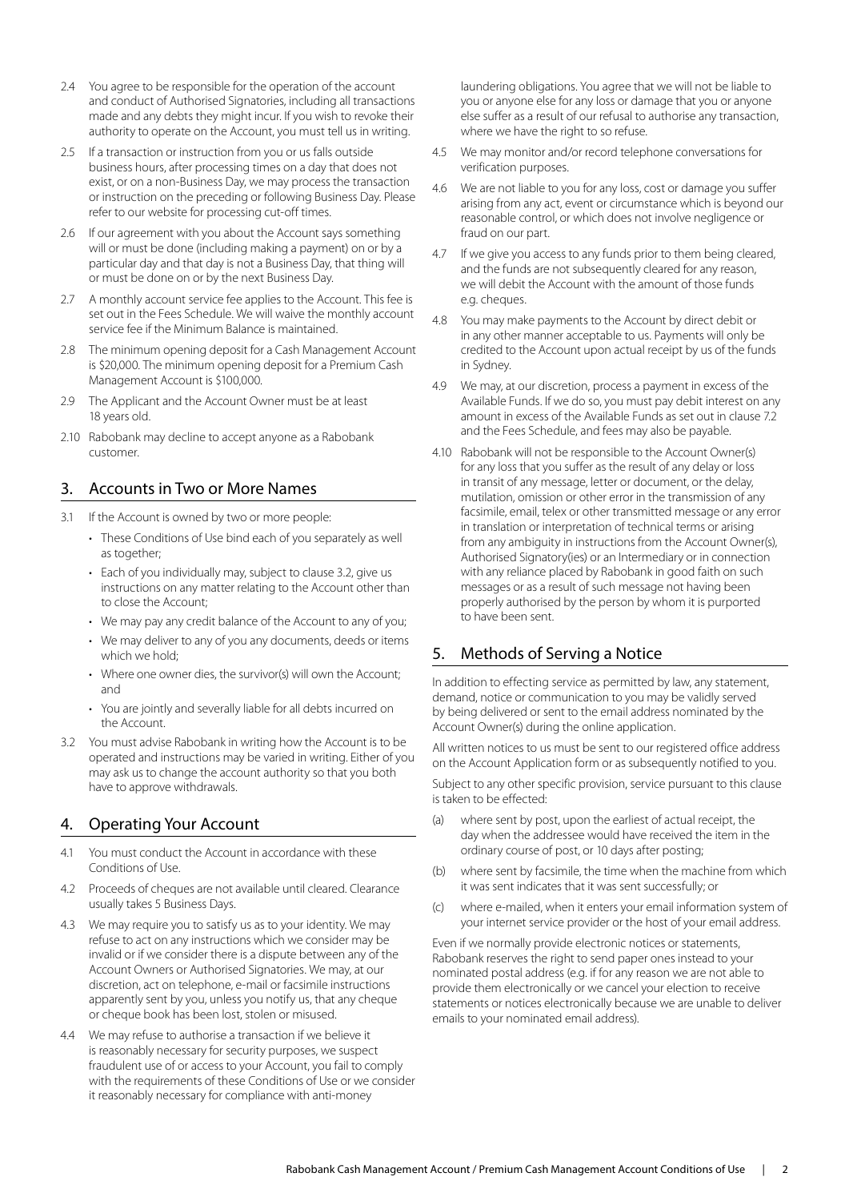2.4 You agree to be responsible for the operation of the account and conduct of Authorised Signatories, including all transactions made and any debts they might incur. If you wish to revoke their authority to operate on the Account, you must tell us in writing.

2.5 If a transaction or instruction from you or us falls outside business hours, after processing times on a day that does not exist, or on a non-Business Day, we may process the transaction or instruction on the preceding or following Business Day. Please refer to our website for processing cut-off times.

2.6 If our agreement with you about the Account says something will or must be done (including making a payment) on or by a particular day and that day is not a Business Day, that thing will or must be done on or by the next Business Day.

2.7 A monthly account service fee applies to the Account. This fee is set out in the Fees Schedule. We will waive the monthly account service fee if the Minimum Balance is maintained.

2.8 The minimum opening deposit for a Cash Management Account is $20,000. The minimum opening deposit for a Premium Cash Management Account is $100,000.

2.9 The Applicant and the Account Owner must be at least 18 years old.

2.10 Rabobank may decline to accept anyone as a Rabobank customer.

## 3. Accounts in Two or More Names

3.1 If the Account is owned by two or more people:

- These Conditions of Use bind each of you separately as well as together;
- Each of you individually may, subject to clause 3.2, give us instructions on any matter relating to the Account other than to close the Account;
- We may pay any credit balance of the Account to any of you;
- We may deliver to any of you any documents, deeds or items which we hold;
- Where one owner dies, the survivor(s) will own the Account; and
- You are jointly and severally liable for all debts incurred on the Account.

3.2 You must advise Rabobank in writing how the Account is to be operated and instructions may be varied in writing. Either of you may ask us to change the account authority so that you both have to approve withdrawals.

## 4. Operating Your Account

4.1 You must conduct the Account in accordance with these Conditions of Use.

4.2 Proceeds of cheques are not available until cleared. Clearance usually takes 5 Business Days.

4.3 We may require you to satisfy us as to your identity. We may refuse to act on any instructions which we consider may be invalid or if we consider there is a dispute between any of the Account Owners or Authorised Signatories. We may, at our discretion, act on telephone, e-mail or facsimile instructions apparently sent by you, unless you notify us, that any cheque or cheque book has been lost, stolen or misused.

4.4 We may refuse to authorise a transaction if we believe it is reasonably necessary for security purposes, we suspect fraudulent use of or access to your Account, you fail to comply with the requirements of these Conditions of Use or we consider it reasonably necessary for compliance with anti-money laundering obligations. You agree that we will not be liable to you or anyone else for any loss or damage that you or anyone else suffer as a result of our refusal to authorise any transaction, where we have the right to so refuse.

4.5 We may monitor and/or record telephone conversations for verification purposes.

4.6 We are not liable to you for any loss, cost or damage you suffer arising from any act, event or circumstance which is beyond our reasonable control, or which does not involve negligence or fraud on our part.

4.7 If we give you access to any funds prior to them being cleared, and the funds are not subsequently cleared for any reason, we will debit the Account with the amount of those funds e.g. cheques.

4.8 You may make payments to the Account by direct debit or in any other manner acceptable to us. Payments will only be credited to the Account upon actual receipt by us of the funds in Sydney.

4.9 We may, at our discretion, process a payment in excess of the Available Funds. If we do so, you must pay debit interest on any amount in excess of the Available Funds as set out in clause 7.2 and the Fees Schedule, and fees may also be payable.

4.10 Rabobank will not be responsible to the Account Owner(s) for any loss that you suffer as the result of any delay or loss in transit of any message, letter or document, or the delay, mutilation, omission or other error in the transmission of any facsimile, email, telex or other transmitted message or any error in translation or interpretation of technical terms or arising from any ambiguity in instructions from the Account Owner(s), Authorised Signatory(ies) or an Intermediary or in connection with any reliance placed by Rabobank in good faith on such messages or as a result of such message not having been properly authorised by the person by whom it is purported to have been sent.

## 5. Methods of Serving a Notice

In addition to effecting service as permitted by law, any statement, demand, notice or communication to you may be validly served by being delivered or sent to the email address nominated by the Account Owner(s) during the online application.

All written notices to us must be sent to our registered office address on the Account Application form or as subsequently notified to you.

Subject to any other specific provision, service pursuant to this clause is taken to be effected:

(a) where sent by post, upon the earliest of actual receipt, the day when the addressee would have received the item in the ordinary course of post, or 10 days after posting;

(b) where sent by facsimile, the time when the machine from which it was sent indicates that it was sent successfully; or

(c) where e-mailed, when it enters your email information system of your internet service provider or the host of your email address.

Even if we normally provide electronic notices or statements, Rabobank reserves the right to send paper ones instead to your nominated postal address (e.g. if for any reason we are not able to provide them electronically or we cancel your election to receive statements or notices electronically because we are unable to deliver emails to your nominated email address).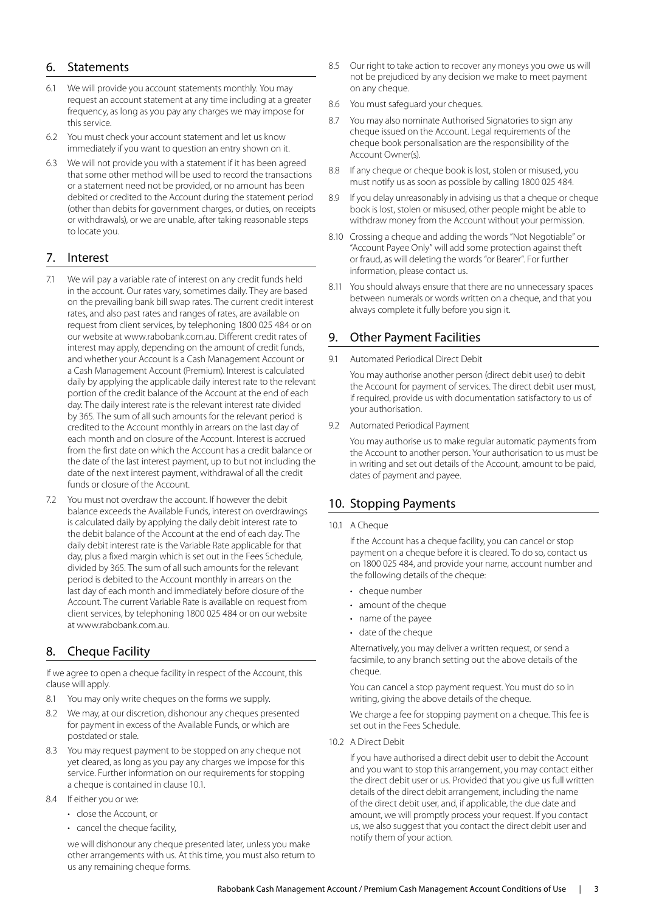## 6. Statements

6.1 We will provide you account statements monthly. You may request an account statement at any time including at a greater frequency, as long as you pay any charges we may impose for this service.

6.2 You must check your account statement and let us know immediately if you want to question an entry shown on it.

6.3 We will not provide you with a statement if it has been agreed that some other method will be used to record the transactions or a statement need not be provided, or no amount has been debited or credited to the Account during the statement period (other than debits for government charges, or duties, on receipts or withdrawals), or we are unable, after taking reasonable steps to locate you.

## 7. Interest

7.1 We will pay a variable rate of interest on any credit funds held in the account. Our rates vary, sometimes daily. They are based on the prevailing bank bill swap rates. The current credit interest rates, and also past rates and ranges of rates, are available on request from client services, by telephoning 1800 025 484 or on our website at www.rabobank.com.au. Different credit rates of interest may apply, depending on the amount of credit funds, and whether your Account is a Cash Management Account or a Cash Management Account (Premium). Interest is calculated daily by applying the applicable daily interest rate to the relevant portion of the credit balance of the Account at the end of each day. The daily interest rate is the relevant interest rate divided by 365. The sum of all such amounts for the relevant period is credited to the Account monthly in arrears on the last day of each month and on closure of the Account. Interest is accrued from the first date on which the Account has a credit balance or the date of the last interest payment, up to but not including the date of the next interest payment, withdrawal of all the credit funds or closure of the Account.

7.2 You must not overdraw the account. If however the debit balance exceeds the Available Funds, interest on overdrawings is calculated daily by applying the daily debit interest rate to the debit balance of the Account at the end of each day. The daily debit interest rate is the Variable Rate applicable for that day, plus a fixed margin which is set out in the Fees Schedule, divided by 365. The sum of all such amounts for the relevant period is debited to the Account monthly in arrears on the last day of each month and immediately before closure of the Account. The current Variable Rate is available on request from client services, by telephoning 1800 025 484 or on our website at www.rabobank.com.au.

## 8. Cheque Facility

If we agree to open a cheque facility in respect of the Account, this clause will apply.

8.1 You may only write cheques on the forms we supply.

8.2 We may, at our discretion, dishonour any cheques presented for payment in excess of the Available Funds, or which are postdated or stale.

8.3 You may request payment to be stopped on any cheque not yet cleared, as long as you pay any charges we impose for this service. Further information on our requirements for stopping a cheque is contained in clause 10.1.

8.4 If either you or we:

- close the Account, or
- cancel the cheque facility,

we will dishonour any cheque presented later, unless you make other arrangements with us. At this time, you must also return to us any remaining cheque forms.

8.5 Our right to take action to recover any moneys you owe us will not be prejudiced by any decision we make to meet payment on any cheque.

8.6 You must safeguard your cheques.

8.7 You may also nominate Authorised Signatories to sign any cheque issued on the Account. Legal requirements of the cheque book personalisation are the responsibility of the Account Owner(s).

8.8 If any cheque or cheque book is lost, stolen or misused, you must notify us as soon as possible by calling 1800 025 484.

8.9 If you delay unreasonably in advising us that a cheque or cheque book is lost, stolen or misused, other people might be able to withdraw money from the Account without your permission.

8.10 Crossing a cheque and adding the words "Not Negotiable" or "Account Payee Only" will add some protection against theft or fraud, as will deleting the words "or Bearer". For further information, please contact us.

8.11 You should always ensure that there are no unnecessary spaces between numerals or words written on a cheque, and that you always complete it fully before you sign it.

## 9. Other Payment Facilities

9.1 Automated Periodical Direct Debit

You may authorise another person (direct debit user) to debit the Account for payment of services. The direct debit user must, if required, provide us with documentation satisfactory to us of your authorisation.

9.2 Automated Periodical Payment

You may authorise us to make regular automatic payments from the Account to another person. Your authorisation to us must be in writing and set out details of the Account, amount to be paid, dates of payment and payee.

## 10. Stopping Payments

10.1 A Cheque

If the Account has a cheque facility, you can cancel or stop payment on a cheque before it is cleared. To do so, contact us on 1800 025 484, and provide your name, account number and the following details of the cheque:

- cheque number
- amount of the cheque
- name of the payee
- date of the cheque

Alternatively, you may deliver a written request, or send a facsimile, to any branch setting out the above details of the cheque.

You can cancel a stop payment request. You must do so in writing, giving the above details of the cheque.

We charge a fee for stopping payment on a cheque. This fee is set out in the Fees Schedule.

10.2 A Direct Debit

If you have authorised a direct debit user to debit the Account and you want to stop this arrangement, you may contact either the direct debit user or us. Provided that you give us full written details of the direct debit arrangement, including the name of the direct debit user, and, if applicable, the due date and amount, we will promptly process your request. If you contact us, we also suggest that you contact the direct debit user and notify them of your action.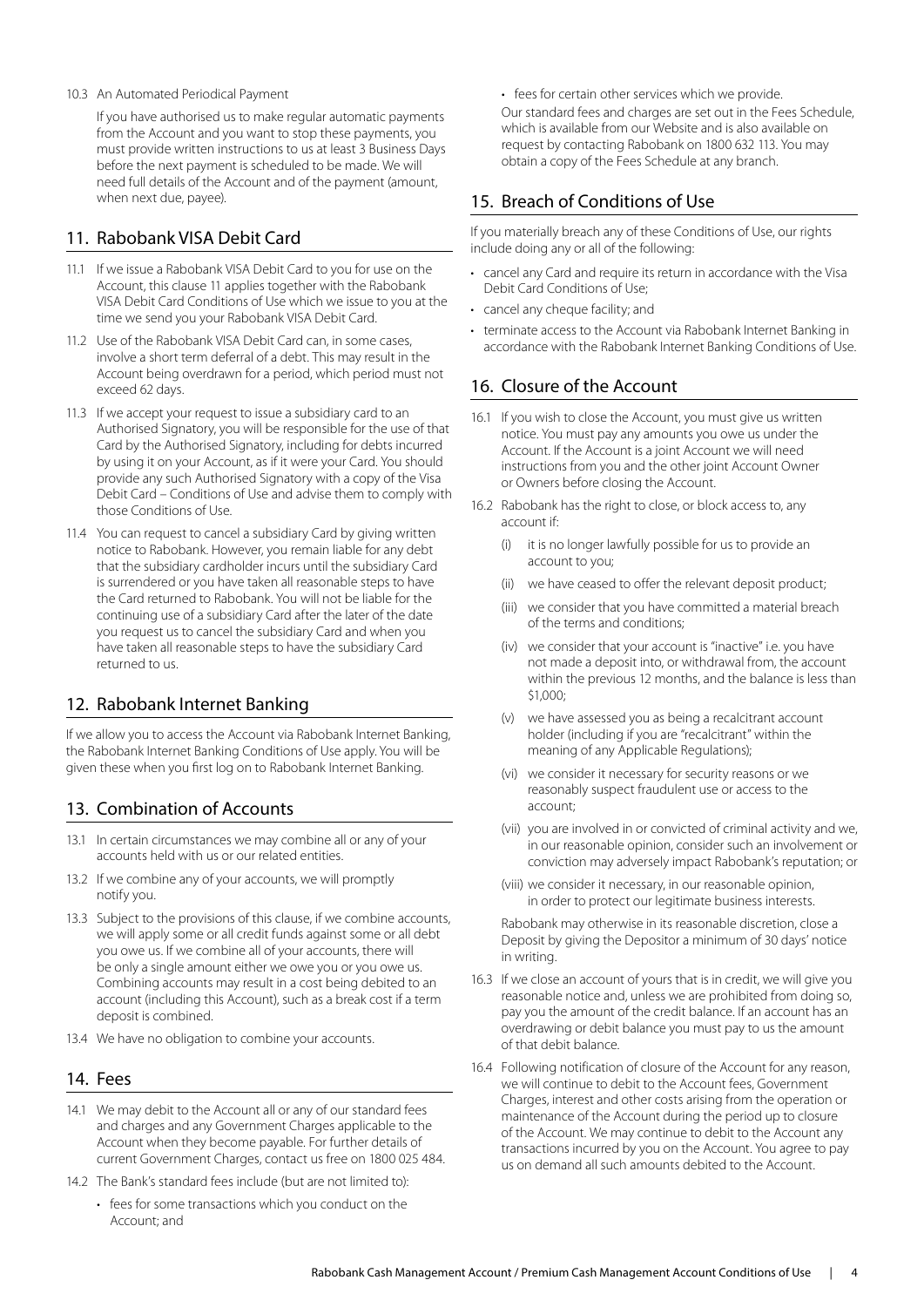10.3 An Automated Periodical Payment

If you have authorised us to make regular automatic payments from the Account and you want to stop these payments, you must provide written instructions to us at least 3 Business Days before the next payment is scheduled to be made. We will need full details of the Account and of the payment (amount, when next due, payee).

## 11. Rabobank VISA Debit Card

11.1 If we issue a Rabobank VISA Debit Card to you for use on the Account, this clause 11 applies together with the Rabobank VISA Debit Card Conditions of Use which we issue to you at the time we send you your Rabobank VISA Debit Card.

11.2 Use of the Rabobank VISA Debit Card can, in some cases, involve a short term deferral of a debt. This may result in the Account being overdrawn for a period, which period must not exceed 62 days.

11.3 If we accept your request to issue a subsidiary card to an Authorised Signatory, you will be responsible for the use of that Card by the Authorised Signatory, including for debts incurred by using it on your Account, as if it were your Card. You should provide any such Authorised Signatory with a copy of the Visa Debit Card – Conditions of Use and advise them to comply with those Conditions of Use.

11.4 You can request to cancel a subsidiary Card by giving written notice to Rabobank. However, you remain liable for any debt that the subsidiary cardholder incurs until the subsidiary Card is surrendered or you have taken all reasonable steps to have the Card returned to Rabobank. You will not be liable for the continuing use of a subsidiary Card after the later of the date you request us to cancel the subsidiary Card and when you have taken all reasonable steps to have the subsidiary Card returned to us.

## 12. Rabobank Internet Banking

If we allow you to access the Account via Rabobank Internet Banking, the Rabobank Internet Banking Conditions of Use apply. You will be given these when you first log on to Rabobank Internet Banking.

## 13. Combination of Accounts

13.1 In certain circumstances we may combine all or any of your accounts held with us or our related entities.

13.2 If we combine any of your accounts, we will promptly notify you.

13.3 Subject to the provisions of this clause, if we combine accounts, we will apply some or all credit funds against some or all debt you owe us. If we combine all of your accounts, there will be only a single amount either we owe you or you owe us. Combining accounts may result in a cost being debited to an account (including this Account), such as a break cost if a term deposit is combined.

13.4 We have no obligation to combine your accounts.

## 14. Fees

14.1 We may debit to the Account all or any of our standard fees and charges and any Government Charges applicable to the Account when they become payable. For further details of current Government Charges, contact us free on 1800 025 484.

14.2 The Bank's standard fees include (but are not limited to):

- fees for some transactions which you conduct on the Account; and
- fees for certain other services which we provide.

Our standard fees and charges are set out in the Fees Schedule, which is available from our Website and is also available on request by contacting Rabobank on 1800 632 113. You may obtain a copy of the Fees Schedule at any branch.

## 15. Breach of Conditions of Use

If you materially breach any of these Conditions of Use, our rights include doing any or all of the following:

- cancel any Card and require its return in accordance with the Visa Debit Card Conditions of Use;
- cancel any cheque facility; and
- terminate access to the Account via Rabobank Internet Banking in accordance with the Rabobank Internet Banking Conditions of Use.

## 16. Closure of the Account

16.1 If you wish to close the Account, you must give us written notice. You must pay any amounts you owe us under the Account. If the Account is a joint Account we will need instructions from you and the other joint Account Owner or Owners before closing the Account.

16.2 Rabobank has the right to close, or block access to, any account if:

(i) it is no longer lawfully possible for us to provide an account to you;

(ii) we have ceased to offer the relevant deposit product;

(iii) we consider that you have committed a material breach of the terms and conditions;

(iv) we consider that your account is "inactive" i.e. you have not made a deposit into, or withdrawal from, the account within the previous 12 months, and the balance is less than $1,000;

(v) we have assessed you as being a recalcitrant account holder (including if you are "recalcitrant" within the meaning of any Applicable Regulations);

(vi) we consider it necessary for security reasons or we reasonably suspect fraudulent use or access to the account;

(vii) you are involved in or convicted of criminal activity and we, in our reasonable opinion, consider such an involvement or conviction may adversely impact Rabobank's reputation; or

(viii) we consider it necessary, in our reasonable opinion, in order to protect our legitimate business interests.

Rabobank may otherwise in its reasonable discretion, close a Deposit by giving the Depositor a minimum of 30 days' notice in writing.

16.3 If we close an account of yours that is in credit, we will give you reasonable notice and, unless we are prohibited from doing so, pay you the amount of the credit balance. If an account has an overdrawing or debit balance you must pay to us the amount of that debit balance.

16.4 Following notification of closure of the Account for any reason, we will continue to debit to the Account fees, Government Charges, interest and other costs arising from the operation or maintenance of the Account during the period up to closure of the Account. We may continue to debit to the Account any transactions incurred by you on the Account. You agree to pay us on demand all such amounts debited to the Account.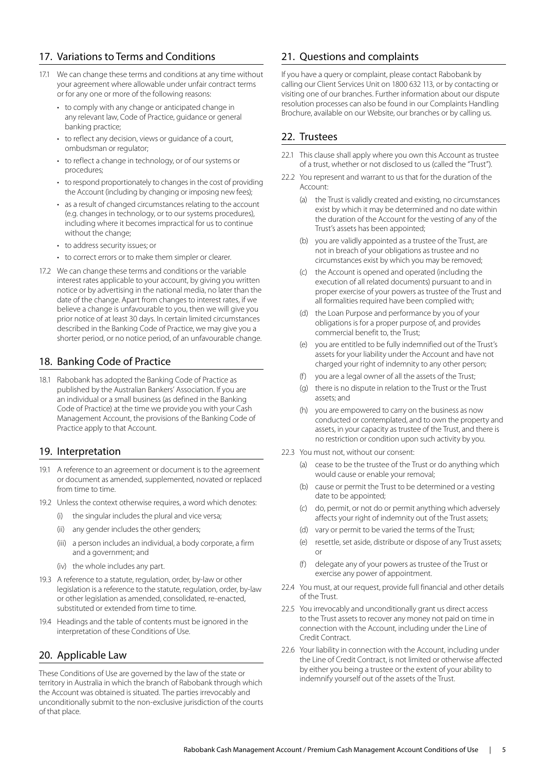## 17. Variations to Terms and Conditions

17.1 We can change these terms and conditions at any time without your agreement where allowable under unfair contract terms or for any one or more of the following reasons:

- to comply with any change or anticipated change in any relevant law, Code of Practice, guidance or general banking practice;
- to reflect any decision, views or guidance of a court, ombudsman or regulator;
- to reflect a change in technology, or of our systems or procedures;
- to respond proportionately to changes in the cost of providing the Account (including by changing or imposing new fees);
- as a result of changed circumstances relating to the account (e.g. changes in technology, or to our systems procedures), including where it becomes impractical for us to continue without the change;
- to address security issues; or
- to correct errors or to make them simpler or clearer.

17.2 We can change these terms and conditions or the variable interest rates applicable to your account, by giving you written notice or by advertising in the national media, no later than the date of the change. Apart from changes to interest rates, if we believe a change is unfavourable to you, then we will give you prior notice of at least 30 days. In certain limited circumstances described in the Banking Code of Practice, we may give you a shorter period, or no notice period, of an unfavourable change.

## 18. Banking Code of Practice

18.1 Rabobank has adopted the Banking Code of Practice as published by the Australian Bankers' Association. If you are an individual or a small business (as defined in the Banking Code of Practice) at the time we provide you with your Cash Management Account, the provisions of the Banking Code of Practice apply to that Account.

## 19. Interpretation

19.1 A reference to an agreement or document is to the agreement or document as amended, supplemented, novated or replaced from time to time.

19.2 Unless the context otherwise requires, a word which denotes:

(i) the singular includes the plural and vice versa;

(ii) any gender includes the other genders;

(iii) a person includes an individual, a body corporate, a firm and a government; and

(iv) the whole includes any part.

19.3 A reference to a statute, regulation, order, by-law or other legislation is a reference to the statute, regulation, order, by-law or other legislation as amended, consolidated, re-enacted, substituted or extended from time to time.

19.4 Headings and the table of contents must be ignored in the interpretation of these Conditions of Use.

## 20. Applicable Law

These Conditions of Use are governed by the law of the state or territory in Australia in which the branch of Rabobank through which the Account was obtained is situated. The parties irrevocably and unconditionally submit to the non-exclusive jurisdiction of the courts of that place.

## 21. Questions and complaints

If you have a query or complaint, please contact Rabobank by calling our Client Services Unit on 1800 632 113, or by contacting or visiting one of our branches. Further information about our dispute resolution processes can also be found in our Complaints Handling Brochure, available on our Website, our branches or by calling us.

## 22. Trustees

22.1 This clause shall apply where you own this Account as trustee of a trust, whether or not disclosed to us (called the "Trust").

22.2 You represent and warrant to us that for the duration of the Account:

(a) the Trust is validly created and existing, no circumstances exist by which it may be determined and no date within the duration of the Account for the vesting of any of the Trust's assets has been appointed;

(b) you are validly appointed as a trustee of the Trust, are not in breach of your obligations as trustee and no circumstances exist by which you may be removed;

(c) the Account is opened and operated (including the execution of all related documents) pursuant to and in proper exercise of your powers as trustee of the Trust and all formalities required have been complied with;

(d) the Loan Purpose and performance by you of your obligations is for a proper purpose of, and provides commercial benefit to, the Trust;

(e) you are entitled to be fully indemnified out of the Trust's assets for your liability under the Account and have not charged your right of indemnity to any other person;

(f) you are a legal owner of all the assets of the Trust;

(g) there is no dispute in relation to the Trust or the Trust assets; and

(h) you are empowered to carry on the business as now conducted or contemplated, and to own the property and assets, in your capacity as trustee of the Trust, and there is no restriction or condition upon such activity by you.

22.3 You must not, without our consent:

(a) cease to be the trustee of the Trust or do anything which would cause or enable your removal;

(b) cause or permit the Trust to be determined or a vesting date to be appointed;

(c) do, permit, or not do or permit anything which adversely affects your right of indemnity out of the Trust assets;

(d) vary or permit to be varied the terms of the Trust;

(e) resettle, set aside, distribute or dispose of any Trust assets; or

(f) delegate any of your powers as trustee of the Trust or exercise any power of appointment.

22.4 You must, at our request, provide full financial and other details of the Trust.

22.5 You irrevocably and unconditionally grant us direct access to the Trust assets to recover any money not paid on time in connection with the Account, including under the Line of Credit Contract.

22.6 Your liability in connection with the Account, including under the Line of Credit Contract, is not limited or otherwise affected by either you being a trustee or the extent of your ability to indemnify yourself out of the assets of the Trust.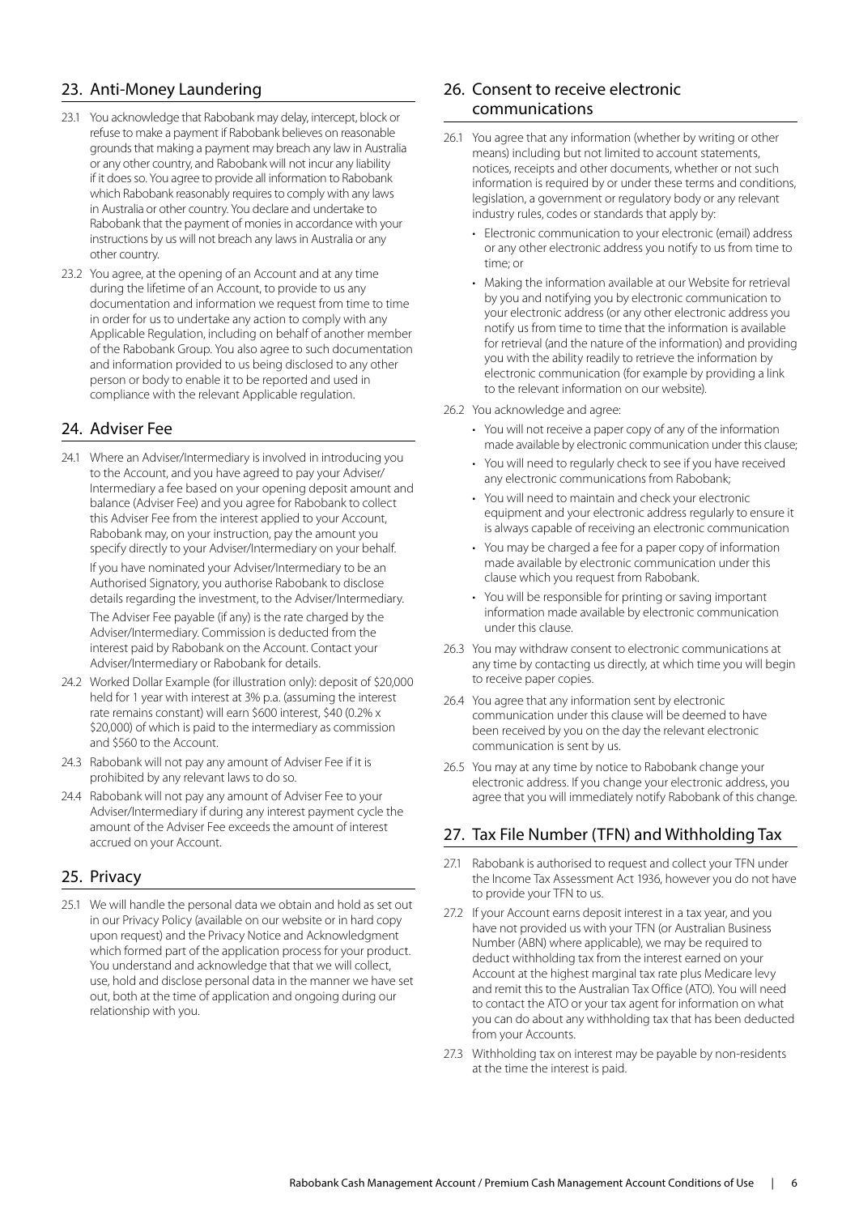## 23. Anti-Money Laundering

23.1 You acknowledge that Rabobank may delay, intercept, block or refuse to make a payment if Rabobank believes on reasonable grounds that making a payment may breach any law in Australia or any other country, and Rabobank will not incur any liability if it does so. You agree to provide all information to Rabobank which Rabobank reasonably requires to comply with any laws in Australia or other country. You declare and undertake to Rabobank that the payment of monies in accordance with your instructions by us will not breach any laws in Australia or any other country.

23.2 You agree, at the opening of an Account and at any time during the lifetime of an Account, to provide to us any documentation and information we request from time to time in order for us to undertake any action to comply with any Applicable Regulation, including on behalf of another member of the Rabobank Group. You also agree to such documentation and information provided to us being disclosed to any other person or body to enable it to be reported and used in compliance with the relevant Applicable regulation.

## 24. Adviser Fee

24.1 Where an Adviser/Intermediary is involved in introducing you to the Account, and you have agreed to pay your Adviser/Intermediary a fee based on your opening deposit amount and balance (Adviser Fee) and you agree for Rabobank to collect this Adviser Fee from the interest applied to your Account, Rabobank may, on your instruction, pay the amount you specify directly to your Adviser/Intermediary on your behalf.

If you have nominated your Adviser/Intermediary to be an Authorised Signatory, you authorise Rabobank to disclose details regarding the investment, to the Adviser/Intermediary.

The Adviser Fee payable (if any) is the rate charged by the Adviser/Intermediary. Commission is deducted from the interest paid by Rabobank on the Account. Contact your Adviser/Intermediary or Rabobank for details.

24.2 Worked Dollar Example (for illustration only): deposit of $20,000 held for 1 year with interest at 3% p.a. (assuming the interest rate remains constant) will earn $600 interest, $40 (0.2% x $20,000) of which is paid to the intermediary as commission and $560 to the Account.

24.3 Rabobank will not pay any amount of Adviser Fee if it is prohibited by any relevant laws to do so.

24.4 Rabobank will not pay any amount of Adviser Fee to your Adviser/Intermediary if during any interest payment cycle the amount of the Adviser Fee exceeds the amount of interest accrued on your Account.

## 25. Privacy

25.1 We will handle the personal data we obtain and hold as set out in our Privacy Policy (available on our website or in hard copy upon request) and the Privacy Notice and Acknowledgment which formed part of the application process for your product. You understand and acknowledge that that we will collect, use, hold and disclose personal data in the manner we have set out, both at the time of application and ongoing during our relationship with you.

## 26. Consent to receive electronic communications

26.1 You agree that any information (whether by writing or other means) including but not limited to account statements, notices, receipts and other documents, whether or not such information is required by or under these terms and conditions, legislation, a government or regulatory body or any relevant industry rules, codes or standards that apply by:

- Electronic communication to your electronic (email) address or any other electronic address you notify to us from time to time; or
- Making the information available at our Website for retrieval by you and notifying you by electronic communication to your electronic address (or any other electronic address you notify us from time to time that the information is available for retrieval (and the nature of the information) and providing you with the ability readily to retrieve the information by electronic communication (for example by providing a link to the relevant information on our website).

26.2 You acknowledge and agree:

- You will not receive a paper copy of any of the information made available by electronic communication under this clause;
- You will need to regularly check to see if you have received any electronic communications from Rabobank;
- You will need to maintain and check your electronic equipment and your electronic address regularly to ensure it is always capable of receiving an electronic communication
- You may be charged a fee for a paper copy of information made available by electronic communication under this clause which you request from Rabobank.
- You will be responsible for printing or saving important information made available by electronic communication under this clause.

26.3 You may withdraw consent to electronic communications at any time by contacting us directly, at which time you will begin to receive paper copies.

26.4 You agree that any information sent by electronic communication under this clause will be deemed to have been received by you on the day the relevant electronic communication is sent by us.

26.5 You may at any time by notice to Rabobank change your electronic address. If you change your electronic address, you agree that you will immediately notify Rabobank of this change.

## 27. Tax File Number (TFN) and Withholding Tax

27.1 Rabobank is authorised to request and collect your TFN under the Income Tax Assessment Act 1936, however you do not have to provide your TFN to us.

27.2 If your Account earns deposit interest in a tax year, and you have not provided us with your TFN (or Australian Business Number (ABN) where applicable), we may be required to deduct withholding tax from the interest earned on your Account at the highest marginal tax rate plus Medicare levy and remit this to the Australian Tax Office (ATO). You will need to contact the ATO or your tax agent for information on what you can do about any withholding tax that has been deducted from your Accounts.

27.3 Withholding tax on interest may be payable by non-residents at the time the interest is paid.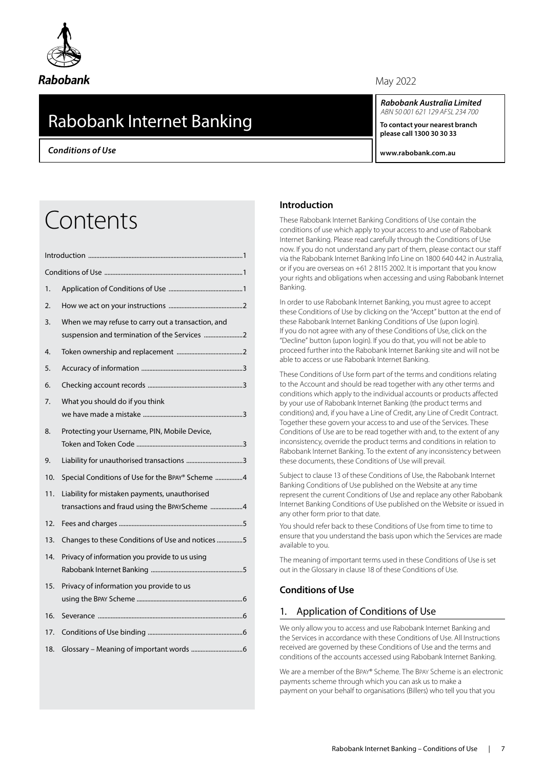Rabobank

May 2022

# Rabobank Internet Banking

***Conditions of Use***

***Rabobank Australia Limited***
*ABN 50 001 621 129 AFSL 234 700*

**To contact your nearest branch please call 1300 30 30 33**

**www.rabobank.com.au**

# Contents

| | |
|---|---|
| Introduction | 1 |
| Conditions of Use | 1 |
| 1. Application of Conditions of Use | 1 |
| 2. How we act on your instructions | 2 |
| 3. When we may refuse to carry out a transaction, and suspension and termination of the Services | 2 |
| 4. Token ownership and replacement | 2 |
| 5. Accuracy of information | 3 |
| 6. Checking account records | 3 |
| 7. What you should do if you think we have made a mistake | 3 |
| 8. Protecting your Username, PIN, Mobile Device, Token and Token Code | 3 |
| 9. Liability for unauthorised transactions | 3 |
| 10. Special Conditions of Use for the BPAY® Scheme | 4 |
| 11. Liability for mistaken payments, unauthorised transactions and fraud using the BPAYScheme | 4 |
| 12. Fees and charges | 5 |
| 13. Changes to these Conditions of Use and notices | 5 |
| 14. Privacy of information you provide to us using Rabobank Internet Banking | 5 |
| 15. Privacy of information you provide to us using the BPAY Scheme | 6 |
| 16. Severance | 6 |
| 17. Conditions of Use binding | 6 |
| 18. Glossary – Meaning of important words | 6 |

### Introduction

These Rabobank Internet Banking Conditions of Use contain the conditions of use which apply to your access to and use of Rabobank Internet Banking. Please read carefully through the Conditions of Use now. If you do not understand any part of them, please contact our staff via the Rabobank Internet Banking Info Line on 1800 640 442 in Australia, or if you are overseas on +61 2 8115 2002. It is important that you know your rights and obligations when accessing and using Rabobank Internet Banking.

In order to use Rabobank Internet Banking, you must agree to accept these Conditions of Use by clicking on the "Accept" button at the end of these Rabobank Internet Banking Conditions of Use (upon login). If you do not agree with any of these Conditions of Use, click on the "Decline" button (upon login). If you do that, you will not be able to proceed further into the Rabobank Internet Banking site and will not be able to access or use Rabobank Internet Banking.

These Conditions of Use form part of the terms and conditions relating to the Account and should be read together with any other terms and conditions which apply to the individual accounts or products affected by your use of Rabobank Internet Banking (the product terms and conditions) and, if you have a Line of Credit, any Line of Credit Contract. Together these govern your access to and use of the Services. These Conditions of Use are to be read together with and, to the extent of any inconsistency, override the product terms and conditions in relation to Rabobank Internet Banking. To the extent of any inconsistency between these documents, these Conditions of Use will prevail.

Subject to clause 13 of these Conditions of Use, the Rabobank Internet Banking Conditions of Use published on the Website at any time represent the current Conditions of Use and replace any other Rabobank Internet Banking Conditions of Use published on the Website or issued in any other form prior to that date.

You should refer back to these Conditions of Use from time to time to ensure that you understand the basis upon which the Services are made available to you.

The meaning of important terms used in these Conditions of Use is set out in the Glossary in clause 18 of these Conditions of Use.

### Conditions of Use

## 1. Application of Conditions of Use

We only allow you to access and use Rabobank Internet Banking and the Services in accordance with these Conditions of Use. All Instructions received are governed by these Conditions of Use and the terms and conditions of the accounts accessed using Rabobank Internet Banking.

We are a member of the BPAY® Scheme. The BPAY Scheme is an electronic payments scheme through which you can ask us to make a payment on your behalf to organisations (Billers) who tell you that you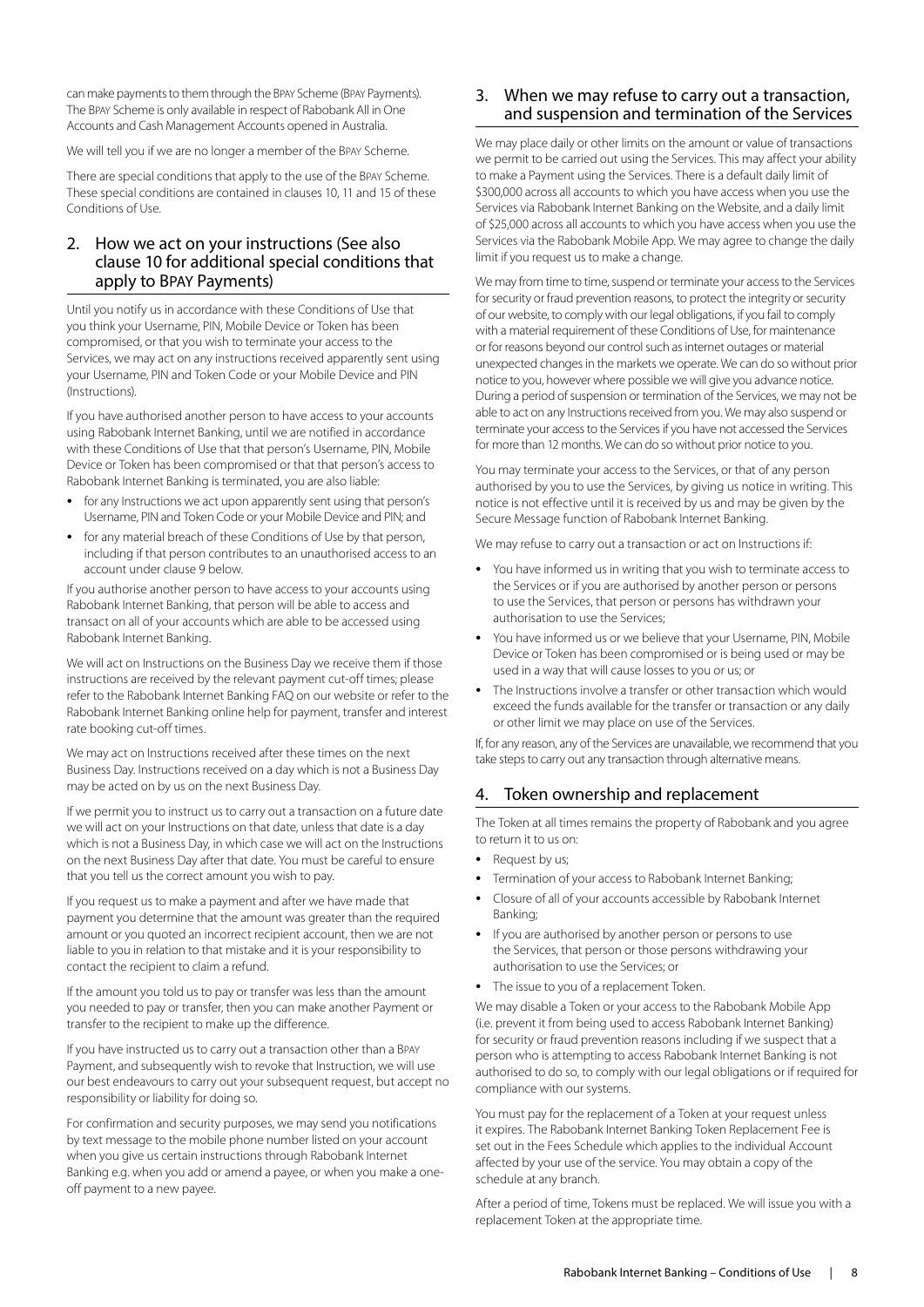can make payments to them through the BPAY Scheme (BPAY Payments). The BPAY Scheme is only available in respect of Rabobank All in One Accounts and Cash Management Accounts opened in Australia.

We will tell you if we are no longer a member of the BPAY Scheme.

There are special conditions that apply to the use of the BPAY Scheme. These special conditions are contained in clauses 10, 11 and 15 of these Conditions of Use.

## 2. How we act on your instructions (See also clause 10 for additional special conditions that apply to BPAY Payments)

Until you notify us in accordance with these Conditions of Use that you think your Username, PIN, Mobile Device or Token has been compromised, or that you wish to terminate your access to the Services, we may act on any instructions received apparently sent using your Username, PIN and Token Code or your Mobile Device and PIN (Instructions).

If you have authorised another person to have access to your accounts using Rabobank Internet Banking, until we are notified in accordance with these Conditions of Use that that person's Username, PIN, Mobile Device or Token has been compromised or that that person's access to Rabobank Internet Banking is terminated, you are also liable:

- for any Instructions we act upon apparently sent using that person's Username, PIN and Token Code or your Mobile Device and PIN; and
- for any material breach of these Conditions of Use by that person, including if that person contributes to an unauthorised access to an account under clause 9 below.

If you authorise another person to have access to your accounts using Rabobank Internet Banking, that person will be able to access and transact on all of your accounts which are able to be accessed using Rabobank Internet Banking.

We will act on Instructions on the Business Day we receive them if those instructions are received by the relevant payment cut-off times; please refer to the Rabobank Internet Banking FAQ on our website or refer to the Rabobank Internet Banking online help for payment, transfer and interest rate booking cut-off times.

We may act on Instructions received after these times on the next Business Day. Instructions received on a day which is not a Business Day may be acted on by us on the next Business Day.

If we permit you to instruct us to carry out a transaction on a future date we will act on your Instructions on that date, unless that date is a day which is not a Business Day, in which case we will act on the Instructions on the next Business Day after that date. You must be careful to ensure that you tell us the correct amount you wish to pay.

If you request us to make a payment and after we have made that payment you determine that the amount was greater than the required amount or you quoted an incorrect recipient account, then we are not liable to you in relation to that mistake and it is your responsibility to contact the recipient to claim a refund.

If the amount you told us to pay or transfer was less than the amount you needed to pay or transfer, then you can make another Payment or transfer to the recipient to make up the difference.

If you have instructed us to carry out a transaction other than a BPAY Payment, and subsequently wish to revoke that Instruction, we will use our best endeavours to carry out your subsequent request, but accept no responsibility or liability for doing so.

For confirmation and security purposes, we may send you notifications by text message to the mobile phone number listed on your account when you give us certain instructions through Rabobank Internet Banking e.g. when you add or amend a payee, or when you make a one-off payment to a new payee.

## 3. When we may refuse to carry out a transaction, and suspension and termination of the Services

We may place daily or other limits on the amount or value of transactions we permit to be carried out using the Services. This may affect your ability to make a Payment using the Services. There is a default daily limit of $300,000 across all accounts to which you have access when you use the Services via Rabobank Internet Banking on the Website, and a daily limit of $25,000 across all accounts to which you have access when you use the Services via the Rabobank Mobile App. We may agree to change the daily limit if you request us to make a change.

We may from time to time, suspend or terminate your access to the Services for security or fraud prevention reasons, to protect the integrity or security of our website, to comply with our legal obligations, if you fail to comply with a material requirement of these Conditions of Use, for maintenance or for reasons beyond our control such as internet outages or material unexpected changes in the markets we operate. We can do so without prior notice to you, however where possible we will give you advance notice. During a period of suspension or termination of the Services, we may not be able to act on any Instructions received from you. We may also suspend or terminate your access to the Services if you have not accessed the Services for more than 12 months. We can do so without prior notice to you.

You may terminate your access to the Services, or that of any person authorised by you to use the Services, by giving us notice in writing. This notice is not effective until it is received by us and may be given by the Secure Message function of Rabobank Internet Banking.

We may refuse to carry out a transaction or act on Instructions if:

- You have informed us in writing that you wish to terminate access to the Services or if you are authorised by another person or persons to use the Services, that person or persons has withdrawn your authorisation to use the Services;
- You have informed us or we believe that your Username, PIN, Mobile Device or Token has been compromised or is being used or may be used in a way that will cause losses to you or us; or
- The Instructions involve a transfer or other transaction which would exceed the funds available for the transfer or transaction or any daily or other limit we may place on use of the Services.

If, for any reason, any of the Services are unavailable, we recommend that you take steps to carry out any transaction through alternative means.

## 4. Token ownership and replacement

The Token at all times remains the property of Rabobank and you agree to return it to us on:

- Request by us;
- Termination of your access to Rabobank Internet Banking;
- Closure of all of your accounts accessible by Rabobank Internet Banking;
- If you are authorised by another person or persons to use the Services, that person or those persons withdrawing your authorisation to use the Services; or
- The issue to you of a replacement Token.

We may disable a Token or your access to the Rabobank Mobile App (i.e. prevent it from being used to access Rabobank Internet Banking) for security or fraud prevention reasons including if we suspect that a person who is attempting to access Rabobank Internet Banking is not authorised to do so, to comply with our legal obligations or if required for compliance with our systems.

You must pay for the replacement of a Token at your request unless it expires. The Rabobank Internet Banking Token Replacement Fee is set out in the Fees Schedule which applies to the individual Account affected by your use of the service. You may obtain a copy of the schedule at any branch.

After a period of time, Tokens must be replaced. We will issue you with a replacement Token at the appropriate time.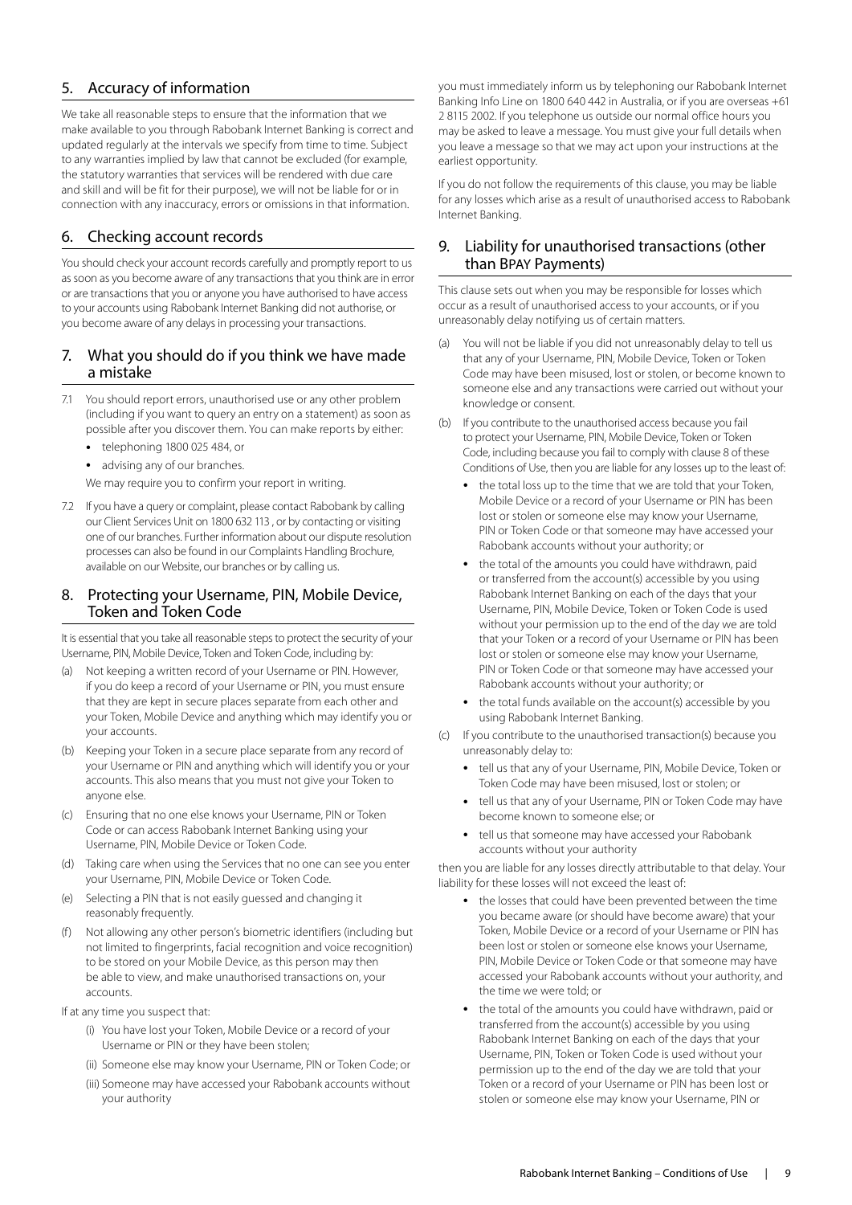## 5. Accuracy of information

We take all reasonable steps to ensure that the information that we make available to you through Rabobank Internet Banking is correct and updated regularly at the intervals we specify from time to time. Subject to any warranties implied by law that cannot be excluded (for example, the statutory warranties that services will be rendered with due care and skill and will be fit for their purpose), we will not be liable for or in connection with any inaccuracy, errors or omissions in that information.

## 6. Checking account records

You should check your account records carefully and promptly report to us as soon as you become aware of any transactions that you think are in error or are transactions that you or anyone you have authorised to have access to your accounts using Rabobank Internet Banking did not authorise, or you become aware of any delays in processing your transactions.

## 7. What you should do if you think we have made a mistake

7.1 You should report errors, unauthorised use or any other problem (including if you want to query an entry on a statement) as soon as possible after you discover them. You can make reports by either:

- telephoning 1800 025 484, or
- advising any of our branches.

We may require you to confirm your report in writing.

7.2 If you have a query or complaint, please contact Rabobank by calling our Client Services Unit on 1800 632 113 , or by contacting or visiting one of our branches. Further information about our dispute resolution processes can also be found in our Complaints Handling Brochure, available on our Website, our branches or by calling us.

## 8. Protecting your Username, PIN, Mobile Device, Token and Token Code

It is essential that you take all reasonable steps to protect the security of your Username, PIN, Mobile Device, Token and Token Code, including by:

(a) Not keeping a written record of your Username or PIN. However, if you do keep a record of your Username or PIN, you must ensure that they are kept in secure places separate from each other and your Token, Mobile Device and anything which may identify you or your accounts.

(b) Keeping your Token in a secure place separate from any record of your Username or PIN and anything which will identify you or your accounts. This also means that you must not give your Token to anyone else.

(c) Ensuring that no one else knows your Username, PIN or Token Code or can access Rabobank Internet Banking using your Username, PIN, Mobile Device or Token Code.

(d) Taking care when using the Services that no one can see you enter your Username, PIN, Mobile Device or Token Code.

(e) Selecting a PIN that is not easily guessed and changing it reasonably frequently.

(f) Not allowing any other person's biometric identifiers (including but not limited to fingerprints, facial recognition and voice recognition) to be stored on your Mobile Device, as this person may then be able to view, and make unauthorised transactions on, your accounts.

If at any time you suspect that:

(i) You have lost your Token, Mobile Device or a record of your Username or PIN or they have been stolen;

(ii) Someone else may know your Username, PIN or Token Code; or

(iii) Someone may have accessed your Rabobank accounts without your authority

you must immediately inform us by telephoning our Rabobank Internet Banking Info Line on 1800 640 442 in Australia, or if you are overseas +61 2 8115 2002. If you telephone us outside our normal office hours you may be asked to leave a message. You must give your full details when you leave a message so that we may act upon your instructions at the earliest opportunity.

If you do not follow the requirements of this clause, you may be liable for any losses which arise as a result of unauthorised access to Rabobank Internet Banking.

## 9. Liability for unauthorised transactions (other than BPAY Payments)

This clause sets out when you may be responsible for losses which occur as a result of unauthorised access to your accounts, or if you unreasonably delay notifying us of certain matters.

(a) You will not be liable if you did not unreasonably delay to tell us that any of your Username, PIN, Mobile Device, Token or Token Code may have been misused, lost or stolen, or become known to someone else and any transactions were carried out without your knowledge or consent.

(b) If you contribute to the unauthorised access because you fail to protect your Username, PIN, Mobile Device, Token or Token Code, including because you fail to comply with clause 8 of these Conditions of Use, then you are liable for any losses up to the least of:

- the total loss up to the time that we are told that your Token, Mobile Device or a record of your Username or PIN has been lost or stolen or someone else may know your Username, PIN or Token Code or that someone may have accessed your Rabobank accounts without your authority; or
- the total of the amounts you could have withdrawn, paid or transferred from the account(s) accessible by you using Rabobank Internet Banking on each of the days that your Username, PIN, Mobile Device, Token or Token Code is used without your permission up to the end of the day we are told that your Token or a record of your Username or PIN has been lost or stolen or someone else may know your Username, PIN or Token Code or that someone may have accessed your Rabobank accounts without your authority; or
- the total funds available on the account(s) accessible by you using Rabobank Internet Banking.

(c) If you contribute to the unauthorised transaction(s) because you unreasonably delay to:

- tell us that any of your Username, PIN, Mobile Device, Token or Token Code may have been misused, lost or stolen; or
- tell us that any of your Username, PIN or Token Code may have become known to someone else; or
- tell us that someone may have accessed your Rabobank accounts without your authority

then you are liable for any losses directly attributable to that delay. Your liability for these losses will not exceed the least of:

- the losses that could have been prevented between the time you became aware (or should have become aware) that your Token, Mobile Device or a record of your Username or PIN has been lost or stolen or someone else knows your Username, PIN, Mobile Device or Token Code or that someone may have accessed your Rabobank accounts without your authority, and the time we were told; or
- the total of the amounts you could have withdrawn, paid or transferred from the account(s) accessible by you using Rabobank Internet Banking on each of the days that your Username, PIN, Token or Token Code is used without your permission up to the end of the day we are told that your Token or a record of your Username or PIN has been lost or stolen or someone else may know your Username, PIN or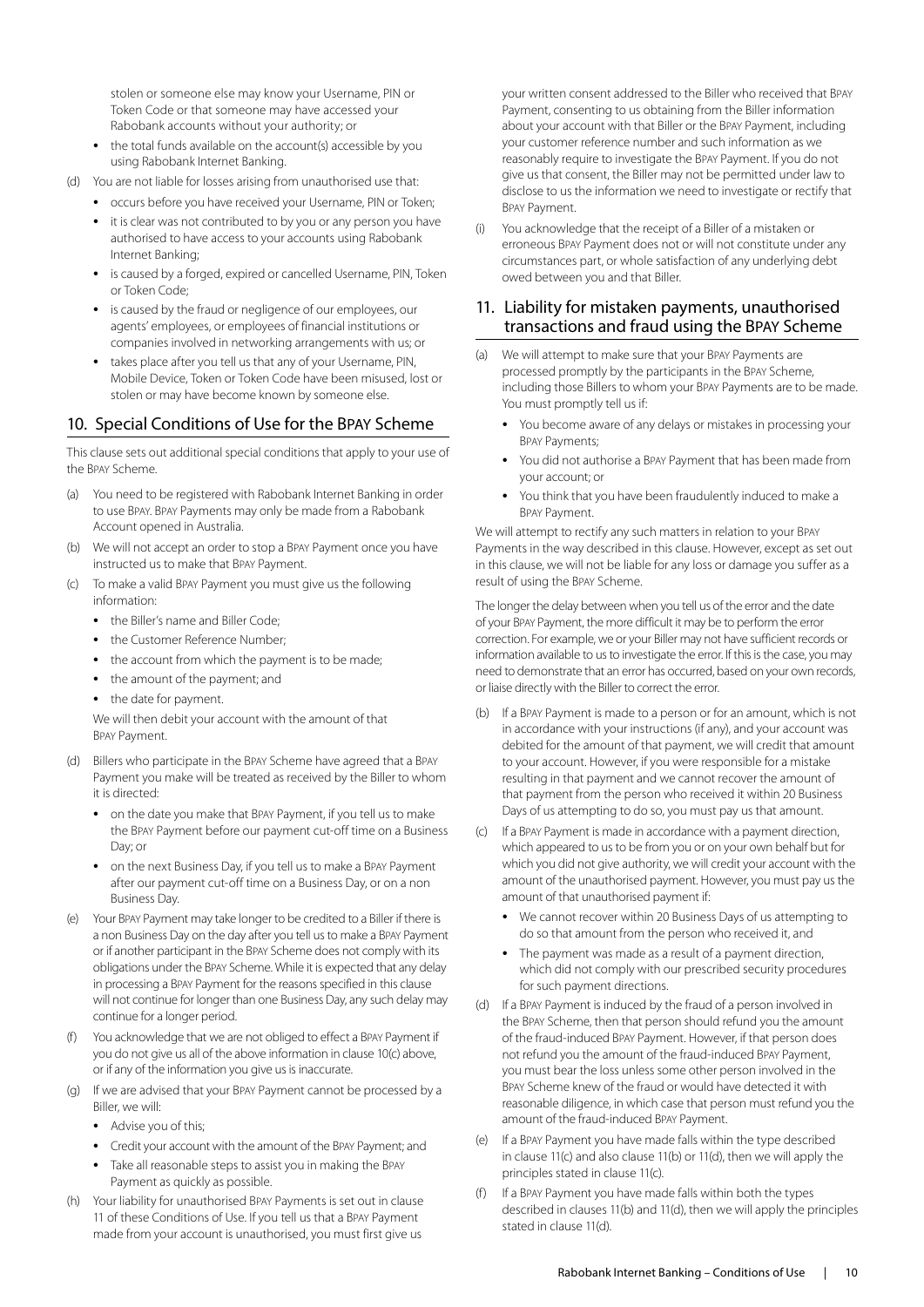stolen or someone else may know your Username, PIN or Token Code or that someone may have accessed your Rabobank accounts without your authority; or

- the total funds available on the account(s) accessible by you using Rabobank Internet Banking.

(d) You are not liable for losses arising from unauthorised use that:

- occurs before you have received your Username, PIN or Token;
- it is clear was not contributed to by you or any person you have authorised to have access to your accounts using Rabobank Internet Banking;
- is caused by a forged, expired or cancelled Username, PIN, Token or Token Code;
- is caused by the fraud or negligence of our employees, our agents' employees, or employees of financial institutions or companies involved in networking arrangements with us; or
- takes place after you tell us that any of your Username, PIN, Mobile Device, Token or Token Code have been misused, lost or stolen or may have become known by someone else.

## 10. Special Conditions of Use for the BPAY Scheme

This clause sets out additional special conditions that apply to your use of the BPAY Scheme.

(a) You need to be registered with Rabobank Internet Banking in order to use BPAY. BPAY Payments may only be made from a Rabobank Account opened in Australia.

(b) We will not accept an order to stop a BPAY Payment once you have instructed us to make that BPAY Payment.

(c) To make a valid BPAY Payment you must give us the following information:

- the Biller's name and Biller Code;
- the Customer Reference Number;
- the account from which the payment is to be made;
- the amount of the payment; and
- the date for payment.

We will then debit your account with the amount of that BPAY Payment.

(d) Billers who participate in the BPAY Scheme have agreed that a BPAY Payment you make will be treated as received by the Biller to whom it is directed:

- on the date you make that BPAY Payment, if you tell us to make the BPAY Payment before our payment cut-off time on a Business Day; or
- on the next Business Day, if you tell us to make a BPAY Payment after our payment cut-off time on a Business Day, or on a non Business Day.

(e) Your BPAY Payment may take longer to be credited to a Biller if there is a non Business Day on the day after you tell us to make a BPAY Payment or if another participant in the BPAY Scheme does not comply with its obligations under the BPAY Scheme. While it is expected that any delay in processing a BPAY Payment for the reasons specified in this clause will not continue for longer than one Business Day, any such delay may continue for a longer period.

(f) You acknowledge that we are not obliged to effect a BPAY Payment if you do not give us all of the above information in clause 10(c) above, or if any of the information you give us is inaccurate.

(g) If we are advised that your BPAY Payment cannot be processed by a Biller, we will:

- Advise you of this;
- Credit your account with the amount of the BPAY Payment; and
- Take all reasonable steps to assist you in making the BPAY Payment as quickly as possible.

(h) Your liability for unauthorised BPAY Payments is set out in clause 11 of these Conditions of Use. If you tell us that a BPAY Payment made from your account is unauthorised, you must first give us your written consent addressed to the Biller who received that BPAY Payment, consenting to us obtaining from the Biller information about your account with that Biller or the BPAY Payment, including your customer reference number and such information as we reasonably require to investigate the BPAY Payment. If you do not give us that consent, the Biller may not be permitted under law to disclose to us the information we need to investigate or rectify that BPAY Payment.

(i) You acknowledge that the receipt of a Biller of a mistaken or erroneous BPAY Payment does not or will not constitute under any circumstances part, or whole satisfaction of any underlying debt owed between you and that Biller.

## 11. Liability for mistaken payments, unauthorised transactions and fraud using the BPAY Scheme

(a) We will attempt to make sure that your BPAY Payments are processed promptly by the participants in the BPAY Scheme, including those Billers to whom your BPAY Payments are to be made. You must promptly tell us if:

- You become aware of any delays or mistakes in processing your BPAY Payments;
- You did not authorise a BPAY Payment that has been made from your account; or
- You think that you have been fraudulently induced to make a BPAY Payment.

We will attempt to rectify any such matters in relation to your BPAY Payments in the way described in this clause. However, except as set out in this clause, we will not be liable for any loss or damage you suffer as a result of using the BPAY Scheme.

The longer the delay between when you tell us of the error and the date of your BPAY Payment, the more difficult it may be to perform the error correction. For example, we or your Biller may not have sufficient records or information available to us to investigate the error. If this is the case, you may need to demonstrate that an error has occurred, based on your own records, or liaise directly with the Biller to correct the error.

(b) If a BPAY Payment is made to a person or for an amount, which is not in accordance with your instructions (if any), and your account was debited for the amount of that payment, we will credit that amount to your account. However, if you were responsible for a mistake resulting in that payment and we cannot recover the amount of that payment from the person who received it within 20 Business Days of us attempting to do so, you must pay us that amount.

(c) If a BPAY Payment is made in accordance with a payment direction, which appeared to us to be from you or on your own behalf but for which you did not give authority, we will credit your account with the amount of the unauthorised payment. However, you must pay us the amount of that unauthorised payment if:

- We cannot recover within 20 Business Days of us attempting to do so that amount from the person who received it, and
- The payment was made as a result of a payment direction, which did not comply with our prescribed security procedures for such payment directions.

(d) If a BPAY Payment is induced by the fraud of a person involved in the BPAY Scheme, then that person should refund you the amount of the fraud-induced BPAY Payment. However, if that person does not refund you the amount of the fraud-induced BPAY Payment, you must bear the loss unless some other person involved in the BPAY Scheme knew of the fraud or would have detected it with reasonable diligence, in which case that person must refund you the amount of the fraud-induced BPAY Payment.

(e) If a BPAY Payment you have made falls within the type described in clause 11(c) and also clause 11(b) or 11(d), then we will apply the principles stated in clause 11(c).

(f) If a BPAY Payment you have made falls within both the types described in clauses 11(b) and 11(d), then we will apply the principles stated in clause 11(d).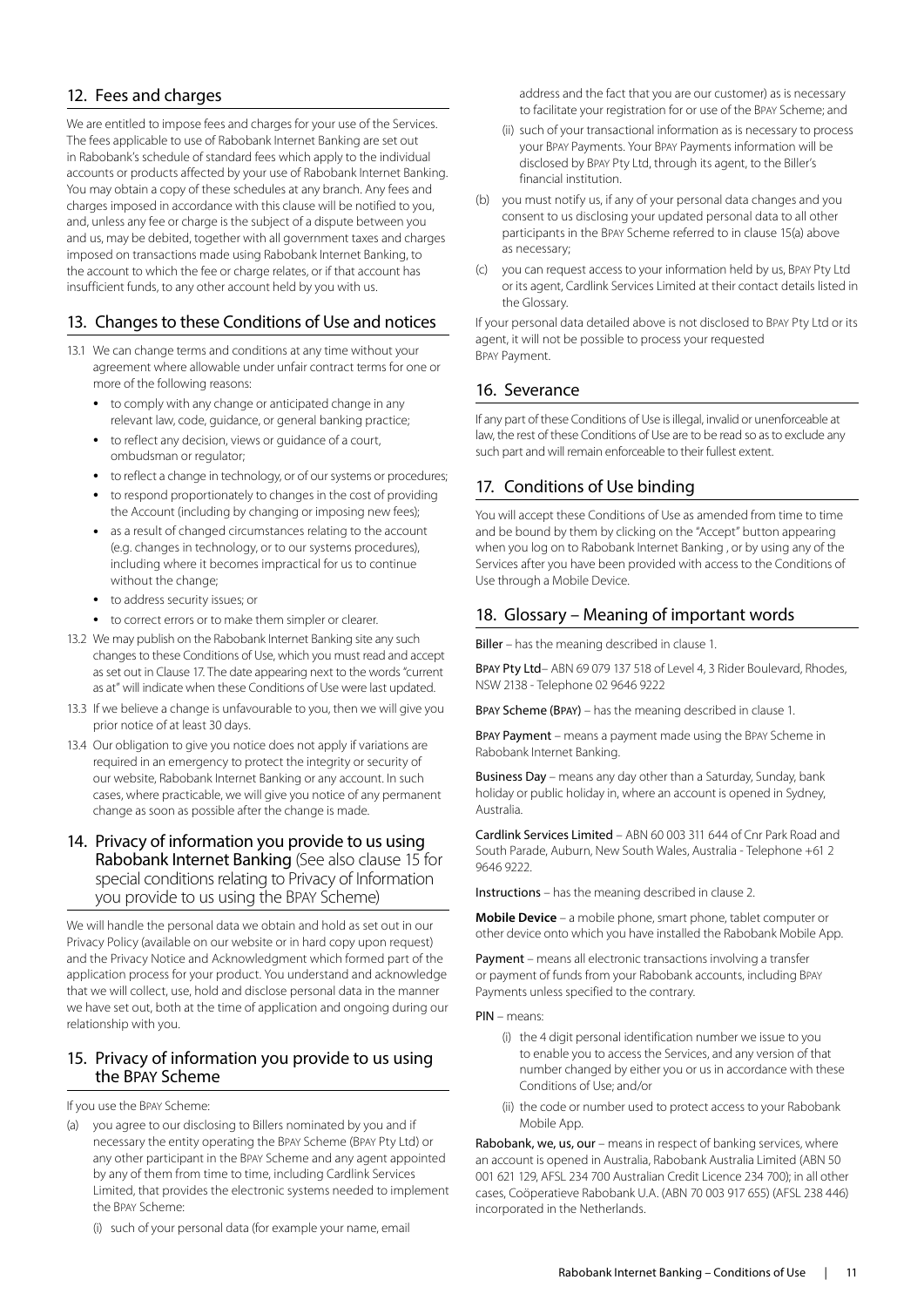## 12. Fees and charges

We are entitled to impose fees and charges for your use of the Services. The fees applicable to use of Rabobank Internet Banking are set out in Rabobank's schedule of standard fees which apply to the individual accounts or products affected by your use of Rabobank Internet Banking. You may obtain a copy of these schedules at any branch. Any fees and charges imposed in accordance with this clause will be notified to you, and, unless any fee or charge is the subject of a dispute between you and us, may be debited, together with all government taxes and charges imposed on transactions made using Rabobank Internet Banking, to the account to which the fee or charge relates, or if that account has insufficient funds, to any other account held by you with us.

## 13. Changes to these Conditions of Use and notices

13.1 We can change terms and conditions at any time without your agreement where allowable under unfair contract terms for one or more of the following reasons:

- to comply with any change or anticipated change in any relevant law, code, guidance, or general banking practice;
- to reflect any decision, views or guidance of a court, ombudsman or regulator;
- to reflect a change in technology, or of our systems or procedures;
- to respond proportionately to changes in the cost of providing the Account (including by changing or imposing new fees);
- as a result of changed circumstances relating to the account (e.g. changes in technology, or to our systems procedures), including where it becomes impractical for us to continue without the change;
- to address security issues; or
- to correct errors or to make them simpler or clearer.

13.2 We may publish on the Rabobank Internet Banking site any such changes to these Conditions of Use, which you must read and accept as set out in Clause 17. The date appearing next to the words "current as at" will indicate when these Conditions of Use were last updated.

13.3 If we believe a change is unfavourable to you, then we will give you prior notice of at least 30 days.

13.4 Our obligation to give you notice does not apply if variations are required in an emergency to protect the integrity or security of our website, Rabobank Internet Banking or any account. In such cases, where practicable, we will give you notice of any permanent change as soon as possible after the change is made.

## 14. Privacy of information you provide to us using Rabobank Internet Banking (See also clause 15 for special conditions relating to Privacy of Information you provide to us using the BPAY Scheme)

We will handle the personal data we obtain and hold as set out in our Privacy Policy (available on our website or in hard copy upon request) and the Privacy Notice and Acknowledgment which formed part of the application process for your product. You understand and acknowledge that we will collect, use, hold and disclose personal data in the manner we have set out, both at the time of application and ongoing during our relationship with you.

## 15. Privacy of information you provide to us using the BPAY Scheme

If you use the BPAY Scheme:

(a) you agree to our disclosing to Billers nominated by you and if necessary the entity operating the BPAY Scheme (BPAY Pty Ltd) or any other participant in the BPAY Scheme and any agent appointed by any of them from time to time, including Cardlink Services Limited, that provides the electronic systems needed to implement the BPAY Scheme:

   (i) such of your personal data (for example your name, email address and the fact that you are our customer) as is necessary to facilitate your registration for or use of the BPAY Scheme; and

   (ii) such of your transactional information as is necessary to process your BPAY Payments. Your BPAY Payments information will be disclosed by BPAY Pty Ltd, through its agent, to the Biller's financial institution.

(b) you must notify us, if any of your personal data changes and you consent to us disclosing your updated personal data to all other participants in the BPAY Scheme referred to in clause 15(a) above as necessary;

(c) you can request access to your information held by us, BPAY Pty Ltd or its agent, Cardlink Services Limited at their contact details listed in the Glossary.

If your personal data detailed above is not disclosed to BPAY Pty Ltd or its agent, it will not be possible to process your requested BPAY Payment.

## 16. Severance

If any part of these Conditions of Use is illegal, invalid or unenforceable at law, the rest of these Conditions of Use are to be read so as to exclude any such part and will remain enforceable to their fullest extent.

## 17. Conditions of Use binding

You will accept these Conditions of Use as amended from time to time and be bound by them by clicking on the "Accept" button appearing when you log on to Rabobank Internet Banking , or by using any of the Services after you have been provided with access to the Conditions of Use through a Mobile Device.

## 18. Glossary – Meaning of important words

**Biller** – has the meaning described in clause 1.

**BPAY Pty Ltd**– ABN 69 079 137 518 of Level 4, 3 Rider Boulevard, Rhodes, NSW 2138 - Telephone 02 9646 9222

**BPAY Scheme (BPAY)** – has the meaning described in clause 1.

**BPAY Payment** – means a payment made using the BPAY Scheme in Rabobank Internet Banking.

**Business Day** – means any day other than a Saturday, Sunday, bank holiday or public holiday in, where an account is opened in Sydney, Australia.

**Cardlink Services Limited** – ABN 60 003 311 644 of Cnr Park Road and South Parade, Auburn, New South Wales, Australia - Telephone +61 2 9646 9222.

**Instructions** – has the meaning described in clause 2.

**Mobile Device** – a mobile phone, smart phone, tablet computer or other device onto which you have installed the Rabobank Mobile App.

**Payment** – means all electronic transactions involving a transfer or payment of funds from your Rabobank accounts, including BPAY Payments unless specified to the contrary.

**PIN** – means:

(i) the 4 digit personal identification number we issue to you to enable you to access the Services, and any version of that number changed by either you or us in accordance with these Conditions of Use; and/or

(ii) the code or number used to protect access to your Rabobank Mobile App.

**Rabobank, we, us, our** – means in respect of banking services, where an account is opened in Australia, Rabobank Australia Limited (ABN 50 001 621 129, AFSL 234 700 Australian Credit Licence 234 700); in all other cases, Coöperatieve Rabobank U.A. (ABN 70 003 917 655) (AFSL 238 446) incorporated in the Netherlands.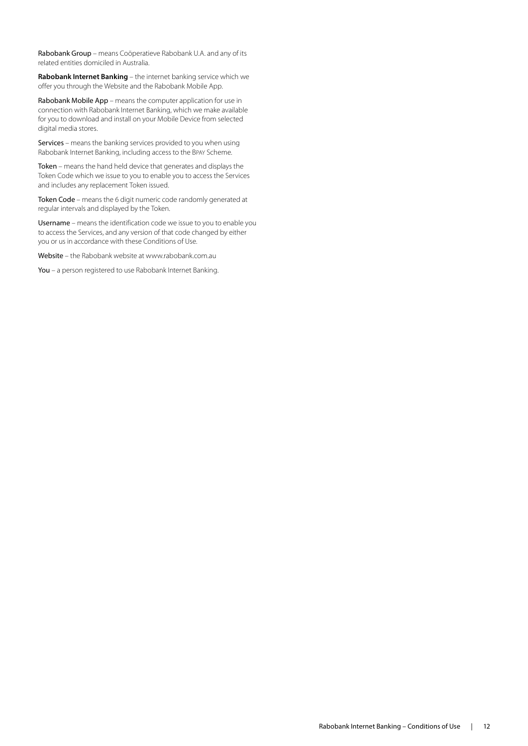Rabobank Group – means Coöperatieve Rabobank U.A. and any of its related entities domiciled in Australia.

**Rabobank Internet Banking** – the internet banking service which we offer you through the Website and the Rabobank Mobile App.

Rabobank Mobile App – means the computer application for use in connection with Rabobank Internet Banking, which we make available for you to download and install on your Mobile Device from selected digital media stores.

Services – means the banking services provided to you when using Rabobank Internet Banking, including access to the BPAY Scheme.

Token – means the hand held device that generates and displays the Token Code which we issue to you to enable you to access the Services and includes any replacement Token issued.

Token Code – means the 6 digit numeric code randomly generated at regular intervals and displayed by the Token.

Username – means the identification code we issue to you to enable you to access the Services, and any version of that code changed by either you or us in accordance with these Conditions of Use.

Website – the Rabobank website at www.rabobank.com.au

You – a person registered to use Rabobank Internet Banking.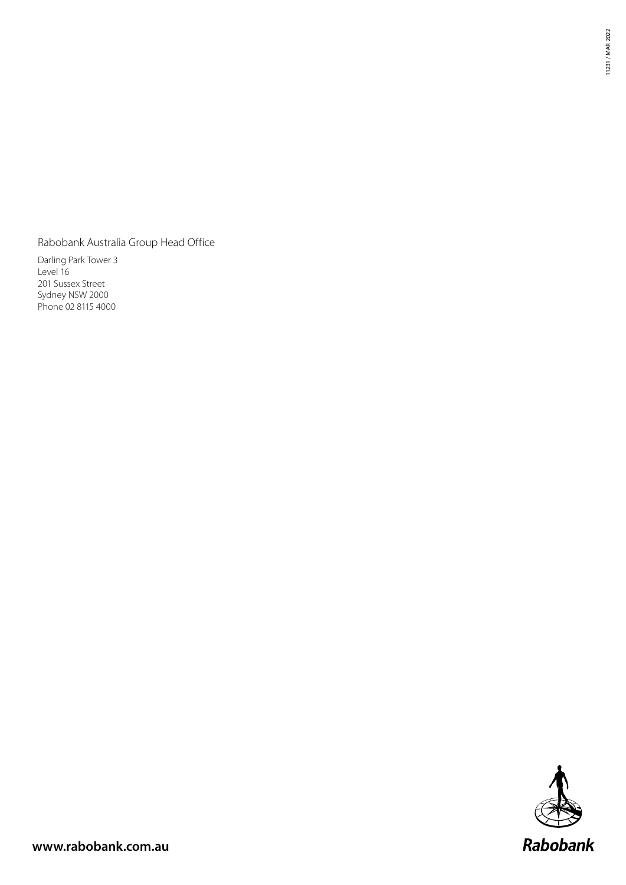Rabobank Australia Group Head Office

Darling Park Tower 3
Level 16
201 Sussex Street
Sydney NSW 2000
Phone 02 8115 4000

11231 / MAR 2022

**www.rabobank.com.au**

Rabobank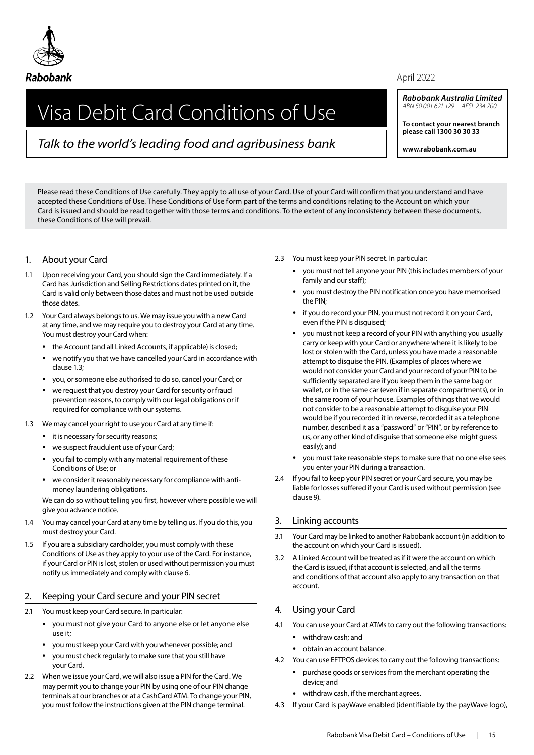Rabobank

April 2022

**_Rabobank Australia Limited_**
_ABN 50 001 621 129 AFSL 234 700_

**To contact your nearest branch please call 1300 30 30 33**

**www.rabobank.com.au**

# Visa Debit Card Conditions of Use

_Talk to the world's leading food and agribusiness bank_

Please read these Conditions of Use carefully. They apply to all use of your Card. Use of your Card will confirm that you understand and have accepted these Conditions of Use. These Conditions of Use form part of the terms and conditions relating to the Account on which your Card is issued and should be read together with those terms and conditions. To the extent of any inconsistency between these documents, these Conditions of Use will prevail.

## 1. About your Card

1.1 Upon receiving your Card, you should sign the Card immediately. If a Card has Jurisdiction and Selling Restrictions dates printed on it, the Card is valid only between those dates and must not be used outside those dates.

1.2 Your Card always belongs to us. We may issue you with a new Card at any time, and we may require you to destroy your Card at any time. You must destroy your Card when:

- the Account (and all Linked Accounts, if applicable) is closed;
- we notify you that we have cancelled your Card in accordance with clause 1.3;
- you, or someone else authorised to do so, cancel your Card; or
- we request that you destroy your Card for security or fraud prevention reasons, to comply with our legal obligations or if required for compliance with our systems.

1.3 We may cancel your right to use your Card at any time if:

- it is necessary for security reasons;
- we suspect fraudulent use of your Card;
- you fail to comply with any material requirement of these Conditions of Use; or
- we consider it reasonably necessary for compliance with anti-money laundering obligations.

We can do so without telling you first, however where possible we will give you advance notice.

1.4 You may cancel your Card at any time by telling us. If you do this, you must destroy your Card.

1.5 If you are a subsidiary cardholder, you must comply with these Conditions of Use as they apply to your use of the Card. For instance, if your Card or PIN is lost, stolen or used without permission you must notify us immediately and comply with clause 6.

## 2. Keeping your Card secure and your PIN secret

2.1 You must keep your Card secure. In particular:

- you must not give your Card to anyone else or let anyone else use it;
- you must keep your Card with you whenever possible; and
- you must check regularly to make sure that you still have your Card.

2.2 When we issue your Card, we will also issue a PIN for the Card. We may permit you to change your PIN by using one of our PIN change terminals at our branches or at a CashCard ATM. To change your PIN, you must follow the instructions given at the PIN change terminal.

2.3 You must keep your PIN secret. In particular:

- you must not tell anyone your PIN (this includes members of your family and our staff);
- you must destroy the PIN notification once you have memorised the PIN;
- if you do record your PIN, you must not record it on your Card, even if the PIN is disguised;
- you must not keep a record of your PIN with anything you usually carry or keep with your Card or anywhere where it is likely to be lost or stolen with the Card, unless you have made a reasonable attempt to disguise the PIN. (Examples of places where we would not consider your Card and your record of your PIN to be sufficiently separated are if you keep them in the same bag or wallet, or in the same car (even if in separate compartments), or in the same room of your house. Examples of things that we would not consider to be a reasonable attempt to disguise your PIN would be if you recorded it in reverse, recorded it as a telephone number, described it as a "password" or "PIN", or by reference to us, or any other kind of disguise that someone else might guess easily); and
- you must take reasonable steps to make sure that no one else sees you enter your PIN during a transaction.

2.4 If you fail to keep your PIN secret or your Card secure, you may be liable for losses suffered if your Card is used without permission (see clause 9).

## 3. Linking accounts

3.1 Your Card may be linked to another Rabobank account (in addition to the account on which your Card is issued).

3.2 A Linked Account will be treated as if it were the account on which the Card is issued, if that account is selected, and all the terms and conditions of that account also apply to any transaction on that account.

## 4. Using your Card

4.1 You can use your Card at ATMs to carry out the following transactions:

- withdraw cash; and
- obtain an account balance.

4.2 You can use EFTPOS devices to carry out the following transactions:

- purchase goods or services from the merchant operating the device; and
- withdraw cash, if the merchant agrees.

4.3 If your Card is payWave enabled (identifiable by the payWave logo),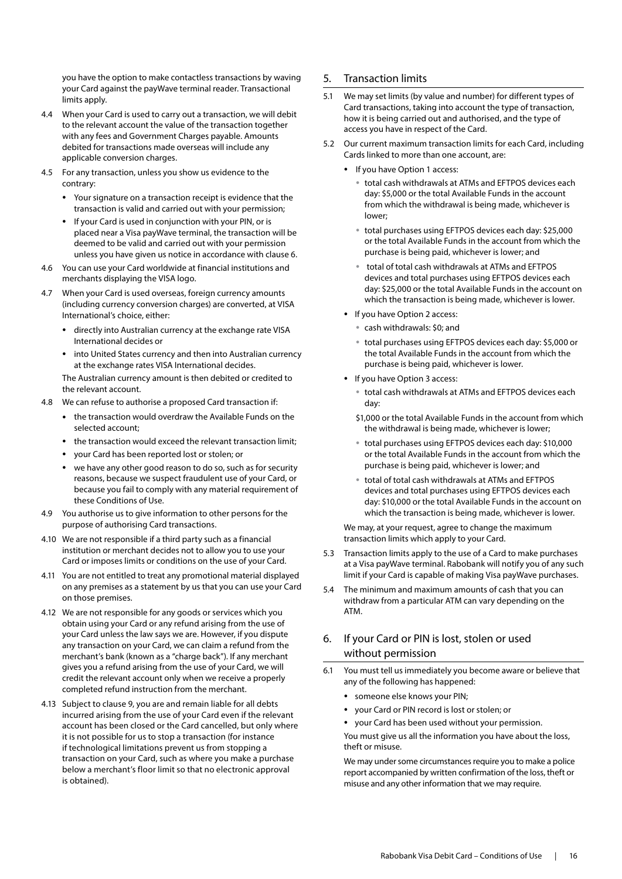you have the option to make contactless transactions by waving your Card against the payWave terminal reader. Transactional limits apply.

4.4 When your Card is used to carry out a transaction, we will debit to the relevant account the value of the transaction together with any fees and Government Charges payable. Amounts debited for transactions made overseas will include any applicable conversion charges.

4.5 For any transaction, unless you show us evidence to the contrary:

- Your signature on a transaction receipt is evidence that the transaction is valid and carried out with your permission;
- If your Card is used in conjunction with your PIN, or is placed near a Visa payWave terminal, the transaction will be deemed to be valid and carried out with your permission unless you have given us notice in accordance with clause 6.

4.6 You can use your Card worldwide at financial institutions and merchants displaying the VISA logo.

4.7 When your Card is used overseas, foreign currency amounts (including currency conversion charges) are converted, at VISA International's choice, either:

- directly into Australian currency at the exchange rate VISA International decides or
- into United States currency and then into Australian currency at the exchange rates VISA International decides.

The Australian currency amount is then debited or credited to the relevant account.

4.8 We can refuse to authorise a proposed Card transaction if:

- the transaction would overdraw the Available Funds on the selected account;
- the transaction would exceed the relevant transaction limit;
- your Card has been reported lost or stolen; or
- we have any other good reason to do so, such as for security reasons, because we suspect fraudulent use of your Card, or because you fail to comply with any material requirement of these Conditions of Use.

4.9 You authorise us to give information to other persons for the purpose of authorising Card transactions.

4.10 We are not responsible if a third party such as a financial institution or merchant decides not to allow you to use your Card or imposes limits or conditions on the use of your Card.

4.11 You are not entitled to treat any promotional material displayed on any premises as a statement by us that you can use your Card on those premises.

4.12 We are not responsible for any goods or services which you obtain using your Card or any refund arising from the use of your Card unless the law says we are. However, if you dispute any transaction on your Card, we can claim a refund from the merchant's bank (known as a "charge back"). If any merchant gives you a refund arising from the use of your Card, we will credit the relevant account only when we receive a properly completed refund instruction from the merchant.

4.13 Subject to clause 9, you are and remain liable for all debts incurred arising from the use of your Card even if the relevant account has been closed or the Card cancelled, but only where it is not possible for us to stop a transaction (for instance if technological limitations prevent us from stopping a transaction on your Card, such as where you make a purchase below a merchant's floor limit so that no electronic approval is obtained).

## 5. Transaction limits

5.1 We may set limits (by value and number) for different types of Card transactions, taking into account the type of transaction, how it is being carried out and authorised, and the type of access you have in respect of the Card.

5.2 Our current maximum transaction limits for each Card, including Cards linked to more than one account, are:

- If you have Option 1 access:
  - total cash withdrawals at ATMs and EFTPOS devices each day: $5,000 or the total Available Funds in the account from which the withdrawal is being made, whichever is lower;
  - total purchases using EFTPOS devices each day: $25,000 or the total Available Funds in the account from which the purchase is being paid, whichever is lower; and
  - total of total cash withdrawals at ATMs and EFTPOS devices and total purchases using EFTPOS devices each day: $25,000 or the total Available Funds in the account on which the transaction is being made, whichever is lower.
- If you have Option 2 access:
  - cash withdrawals: $0; and
  - total purchases using EFTPOS devices each day: $5,000 or the total Available Funds in the account from which the purchase is being paid, whichever is lower.
- If you have Option 3 access:
  - total cash withdrawals at ATMs and EFTPOS devices each day:

    $1,000 or the total Available Funds in the account from which the withdrawal is being made, whichever is lower;
  - total purchases using EFTPOS devices each day: $10,000 or the total Available Funds in the account from which the purchase is being paid, whichever is lower; and
  - total of total cash withdrawals at ATMs and EFTPOS devices and total purchases using EFTPOS devices each day: $10,000 or the total Available Funds in the account on which the transaction is being made, whichever is lower.

We may, at your request, agree to change the maximum transaction limits which apply to your Card.

5.3 Transaction limits apply to the use of a Card to make purchases at a Visa payWave terminal. Rabobank will notify you of any such limit if your Card is capable of making Visa payWave purchases.

5.4 The minimum and maximum amounts of cash that you can withdraw from a particular ATM can vary depending on the ATM.

## 6. If your Card or PIN is lost, stolen or used without permission

6.1 You must tell us immediately you become aware or believe that any of the following has happened:

- someone else knows your PIN;
- your Card or PIN record is lost or stolen; or
- your Card has been used without your permission.

You must give us all the information you have about the loss, theft or misuse.

We may under some circumstances require you to make a police report accompanied by written confirmation of the loss, theft or misuse and any other information that we may require.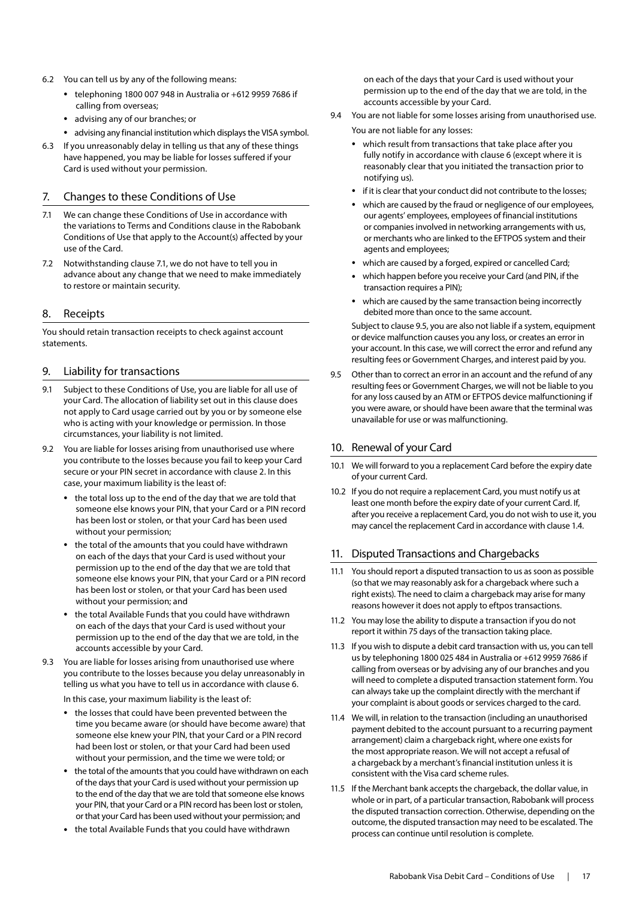6.2 You can tell us by any of the following means:

- telephoning 1800 007 948 in Australia or +612 9959 7686 if calling from overseas;
- advising any of our branches; or
- advising any financial institution which displays the VISA symbol.

6.3 If you unreasonably delay in telling us that any of these things have happened, you may be liable for losses suffered if your Card is used without your permission.

## 7. Changes to these Conditions of Use

7.1 We can change these Conditions of Use in accordance with the variations to Terms and Conditions clause in the Rabobank Conditions of Use that apply to the Account(s) affected by your use of the Card.

7.2 Notwithstanding clause 7.1, we do not have to tell you in advance about any change that we need to make immediately to restore or maintain security.

## 8. Receipts

You should retain transaction receipts to check against account statements.

## 9. Liability for transactions

9.1 Subject to these Conditions of Use, you are liable for all use of your Card. The allocation of liability set out in this clause does not apply to Card usage carried out by you or by someone else who is acting with your knowledge or permission. In those circumstances, your liability is not limited.

9.2 You are liable for losses arising from unauthorised use where you contribute to the losses because you fail to keep your Card secure or your PIN secret in accordance with clause 2. In this case, your maximum liability is the least of:

- the total loss up to the end of the day that we are told that someone else knows your PIN, that your Card or a PIN record has been lost or stolen, or that your Card has been used without your permission;
- the total of the amounts that you could have withdrawn on each of the days that your Card is used without your permission up to the end of the day that we are told that someone else knows your PIN, that your Card or a PIN record has been lost or stolen, or that your Card has been used without your permission; and
- the total Available Funds that you could have withdrawn on each of the days that your Card is used without your permission up to the end of the day that we are told, in the accounts accessible by your Card.

9.3 You are liable for losses arising from unauthorised use where you contribute to the losses because you delay unreasonably in telling us what you have to tell us in accordance with clause 6.

In this case, your maximum liability is the least of:

- the losses that could have been prevented between the time you became aware (or should have become aware) that someone else knew your PIN, that your Card or a PIN record had been lost or stolen, or that your Card had been used without your permission, and the time we were told; or
- the total of the amounts that you could have withdrawn on each of the days that your Card is used without your permission up to the end of the day that we are told that someone else knows your PIN, that your Card or a PIN record has been lost or stolen, or that your Card has been used without your permission; and
- the total Available Funds that you could have withdrawn on each of the days that your Card is used without your permission up to the end of the day that we are told, in the accounts accessible by your Card.

9.4 You are not liable for some losses arising from unauthorised use.

You are not liable for any losses:

- which result from transactions that take place after you fully notify in accordance with clause 6 (except where it is reasonably clear that you initiated the transaction prior to notifying us).
- if it is clear that your conduct did not contribute to the losses;
- which are caused by the fraud or negligence of our employees, our agents' employees, employees of financial institutions or companies involved in networking arrangements with us, or merchants who are linked to the EFTPOS system and their agents and employees;
- which are caused by a forged, expired or cancelled Card;
- which happen before you receive your Card (and PIN, if the transaction requires a PIN);
- which are caused by the same transaction being incorrectly debited more than once to the same account.

Subject to clause 9.5, you are also not liable if a system, equipment or device malfunction causes you any loss, or creates an error in your account. In this case, we will correct the error and refund any resulting fees or Government Charges, and interest paid by you.

9.5 Other than to correct an error in an account and the refund of any resulting fees or Government Charges, we will not be liable to you for any loss caused by an ATM or EFTPOS device malfunctioning if you were aware, or should have been aware that the terminal was unavailable for use or was malfunctioning.

## 10. Renewal of your Card

10.1 We will forward to you a replacement Card before the expiry date of your current Card.

10.2 If you do not require a replacement Card, you must notify us at least one month before the expiry date of your current Card. If, after you receive a replacement Card, you do not wish to use it, you may cancel the replacement Card in accordance with clause 1.4.

## 11. Disputed Transactions and Chargebacks

11.1 You should report a disputed transaction to us as soon as possible (so that we may reasonably ask for a chargeback where such a right exists). The need to claim a chargeback may arise for many reasons however it does not apply to eftpos transactions.

11.2 You may lose the ability to dispute a transaction if you do not report it within 75 days of the transaction taking place.

11.3 If you wish to dispute a debit card transaction with us, you can tell us by telephoning 1800 025 484 in Australia or +612 9959 7686 if calling from overseas or by advising any of our branches and you will need to complete a disputed transaction statement form. You can always take up the complaint directly with the merchant if your complaint is about goods or services charged to the card.

11.4 We will, in relation to the transaction (including an unauthorised payment debited to the account pursuant to a recurring payment arrangement) claim a chargeback right, where one exists for the most appropriate reason. We will not accept a refusal of a chargeback by a merchant's financial institution unless it is consistent with the Visa card scheme rules.

11.5 If the Merchant bank accepts the chargeback, the dollar value, in whole or in part, of a particular transaction, Rabobank will process the disputed transaction correction. Otherwise, depending on the outcome, the disputed transaction may need to be escalated. The process can continue until resolution is complete.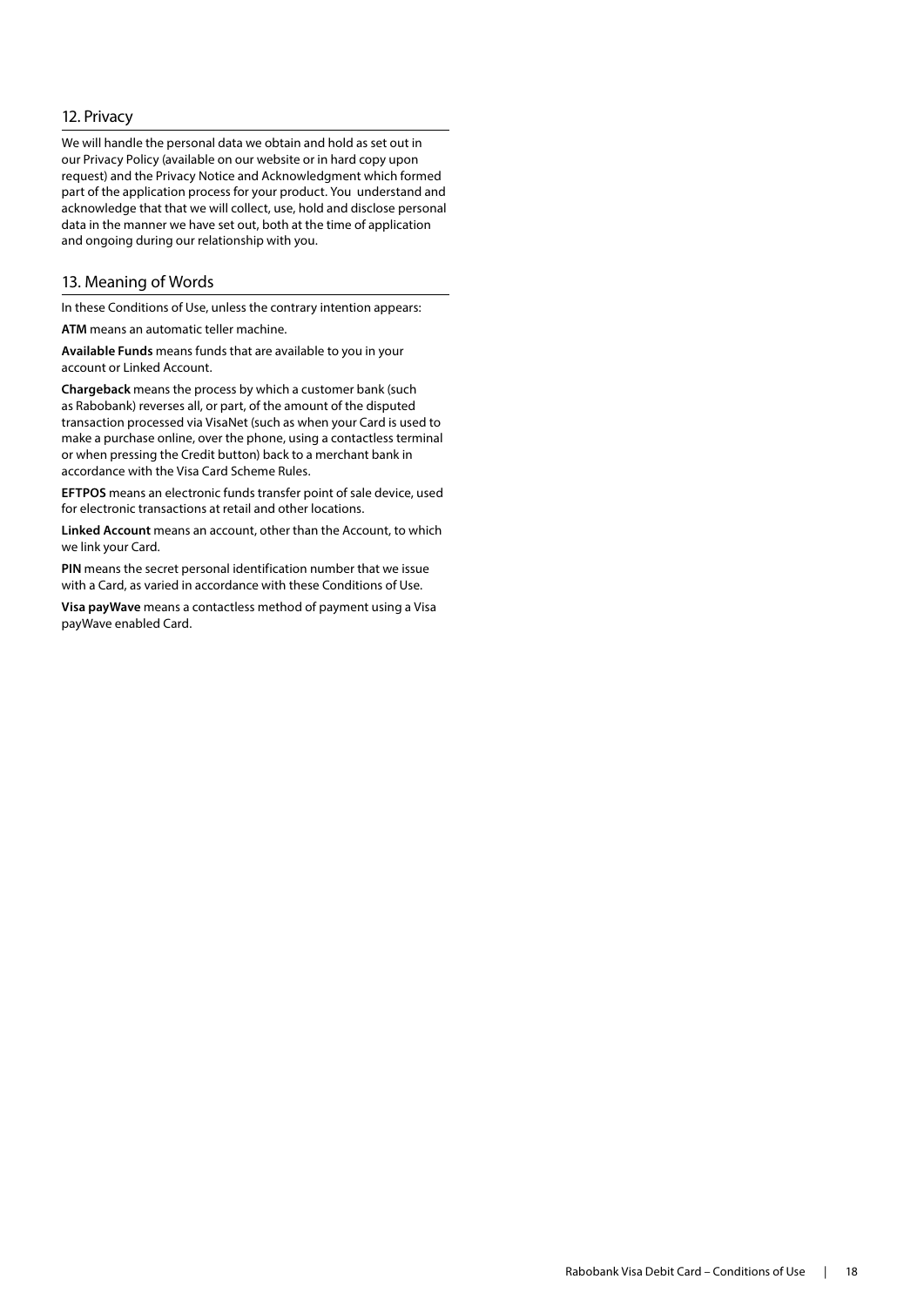## 12. Privacy

We will handle the personal data we obtain and hold as set out in our Privacy Policy (available on our website or in hard copy upon request) and the Privacy Notice and Acknowledgment which formed part of the application process for your product. You understand and acknowledge that that we will collect, use, hold and disclose personal data in the manner we have set out, both at the time of application and ongoing during our relationship with you.

## 13. Meaning of Words

In these Conditions of Use, unless the contrary intention appears:

**ATM** means an automatic teller machine.

**Available Funds** means funds that are available to you in your account or Linked Account.

**Chargeback** means the process by which a customer bank (such as Rabobank) reverses all, or part, of the amount of the disputed transaction processed via VisaNet (such as when your Card is used to make a purchase online, over the phone, using a contactless terminal or when pressing the Credit button) back to a merchant bank in accordance with the Visa Card Scheme Rules.

**EFTPOS** means an electronic funds transfer point of sale device, used for electronic transactions at retail and other locations.

**Linked Account** means an account, other than the Account, to which we link your Card.

**PIN** means the secret personal identification number that we issue with a Card, as varied in accordance with these Conditions of Use.

**Visa payWave** means a contactless method of payment using a Visa payWave enabled Card.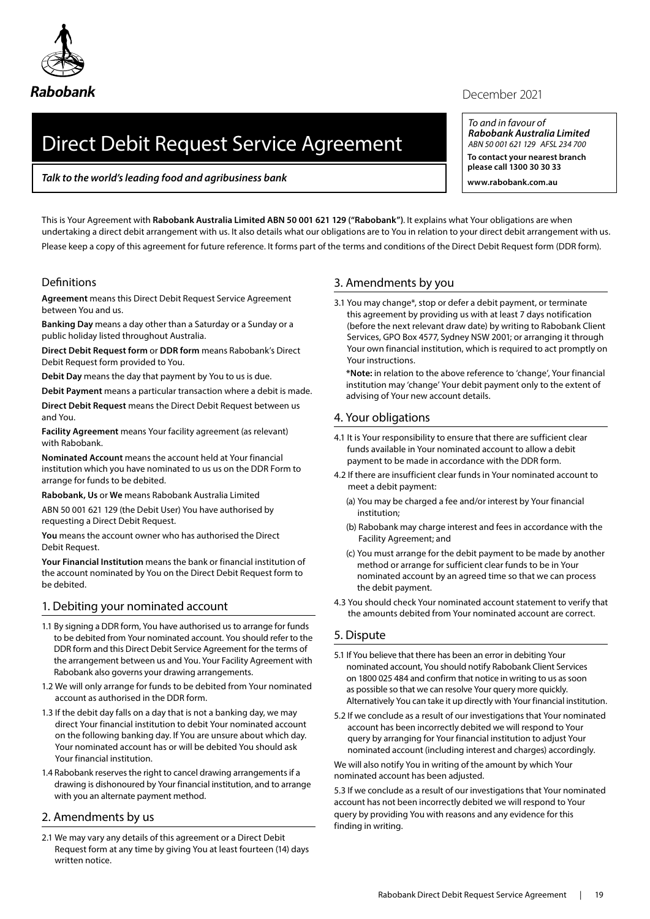Rabobank

December 2021

# Direct Debit Request Service Agreement

***Talk to the world's leading food and agribusiness bank***

*To and in favour of*
***Rabobank Australia Limited***
*ABN 50 001 621 129 AFSL 234 700*
**To contact your nearest branch please call 1300 30 30 33**
**www.rabobank.com.au**

This is Your Agreement with **Rabobank Australia Limited ABN 50 001 621 129 ("Rabobank")**. It explains what Your obligations are when undertaking a direct debit arrangement with us. It also details what our obligations are to You in relation to your direct debit arrangement with us.

Please keep a copy of this agreement for future reference. It forms part of the terms and conditions of the Direct Debit Request form (DDR form).

## Definitions

**Agreement** means this Direct Debit Request Service Agreement between You and us.

**Banking Day** means a day other than a Saturday or a Sunday or a public holiday listed throughout Australia.

**Direct Debit Request form** or **DDR form** means Rabobank's Direct Debit Request form provided to You.

**Debit Day** means the day that payment by You to us is due.

**Debit Payment** means a particular transaction where a debit is made.

**Direct Debit Request** means the Direct Debit Request between us and You.

**Facility Agreement** means Your facility agreement (as relevant) with Rabobank.

**Nominated Account** means the account held at Your financial institution which you have nominated to us us on the DDR Form to arrange for funds to be debited.

**Rabobank, Us** or **We** means Rabobank Australia Limited

ABN 50 001 621 129 (the Debit User) You have authorised by requesting a Direct Debit Request.

**You** means the account owner who has authorised the Direct Debit Request.

**Your Financial Institution** means the bank or financial institution of the account nominated by You on the Direct Debit Request form to be debited.

## 1. Debiting your nominated account

1.1 By signing a DDR form, You have authorised us to arrange for funds to be debited from Your nominated account. You should refer to the DDR form and this Direct Debit Service Agreement for the terms of the arrangement between us and You. Your Facility Agreement with Rabobank also governs your drawing arrangements.

1.2 We will only arrange for funds to be debited from Your nominated account as authorised in the DDR form.

1.3 If the debit day falls on a day that is not a banking day, we may direct Your financial institution to debit Your nominated account on the following banking day. If You are unsure about which day. Your nominated account has or will be debited You should ask Your financial institution.

1.4 Rabobank reserves the right to cancel drawing arrangements if a drawing is dishonoured by Your financial institution, and to arrange with you an alternate payment method.

## 2. Amendments by us

2.1 We may vary any details of this agreement or a Direct Debit Request form at any time by giving You at least fourteen (14) days written notice.

## 3. Amendments by you

3.1 You may change*, stop or defer a debit payment, or terminate this agreement by providing us with at least 7 days notification (before the next relevant draw date) by writing to Rabobank Client Services, GPO Box 4577, Sydney NSW 2001; or arranging it through Your own financial institution, which is required to act promptly on Your instructions.

*__Note:__ in relation to the above reference to 'change', Your financial institution may 'change' Your debit payment only to the extent of advising of Your new account details.

## 4. Your obligations

4.1 It is Your responsibility to ensure that there are sufficient clear funds available in Your nominated account to allow a debit payment to be made in accordance with the DDR form.

4.2 If there are insufficient clear funds in Your nominated account to meet a debit payment:

(a) You may be charged a fee and/or interest by Your financial institution;

(b) Rabobank may charge interest and fees in accordance with the Facility Agreement; and

(c) You must arrange for the debit payment to be made by another method or arrange for sufficient clear funds to be in Your nominated account by an agreed time so that we can process the debit payment.

4.3 You should check Your nominated account statement to verify that the amounts debited from Your nominated account are correct.

## 5. Dispute

5.1 If You believe that there has been an error in debiting Your nominated account, You should notify Rabobank Client Services on 1800 025 484 and confirm that notice in writing to us as soon as possible so that we can resolve Your query more quickly. Alternatively You can take it up directly with Your financial institution.

5.2 If we conclude as a result of our investigations that Your nominated account has been incorrectly debited we will respond to Your query by arranging for Your financial institution to adjust Your nominated account (including interest and charges) accordingly.

We will also notify You in writing of the amount by which Your nominated account has been adjusted.

5.3 If we conclude as a result of our investigations that Your nominated account has not been incorrectly debited we will respond to Your query by providing You with reasons and any evidence for this finding in writing.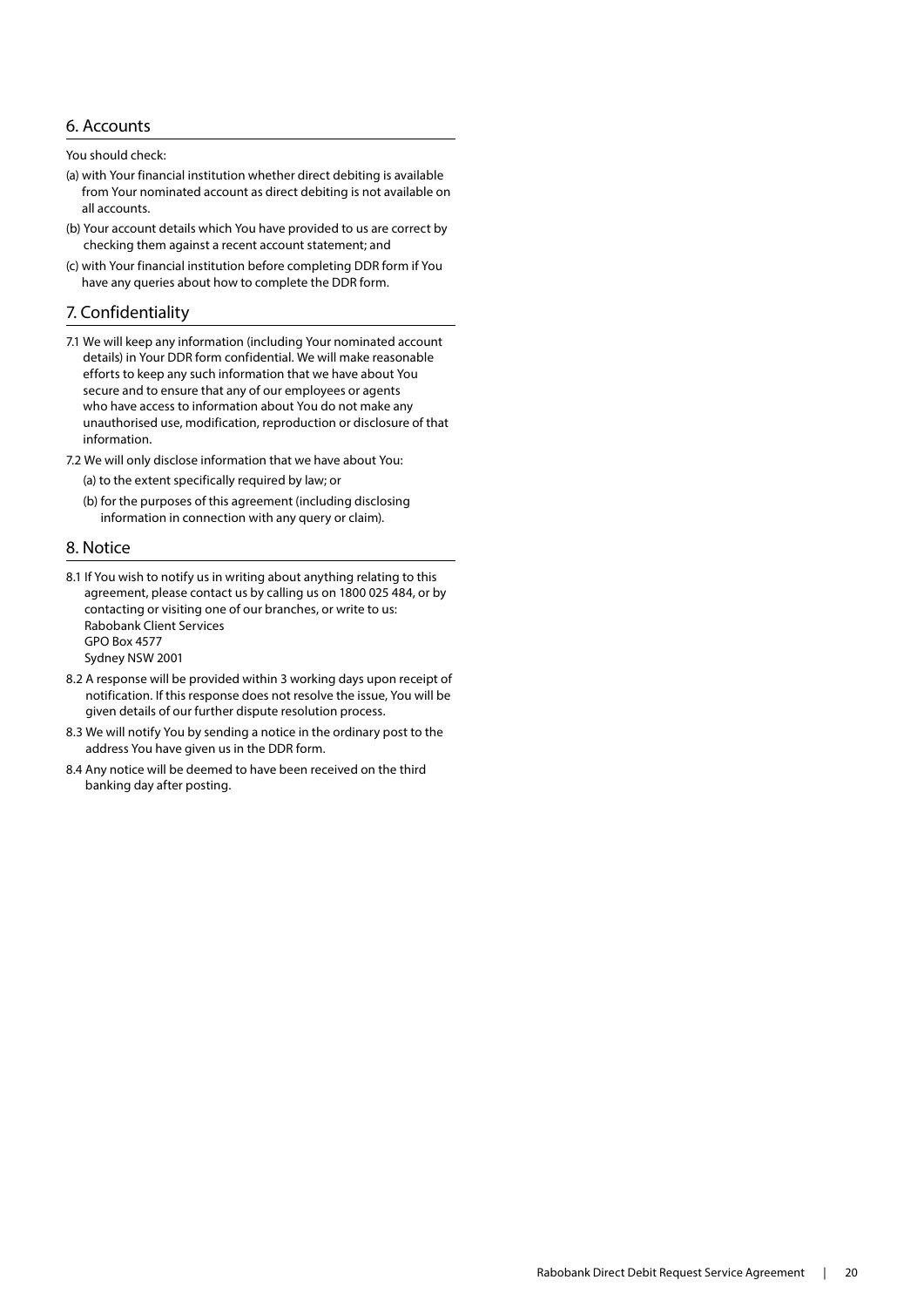## 6. Accounts

You should check:

(a) with Your financial institution whether direct debiting is available from Your nominated account as direct debiting is not available on all accounts.

(b) Your account details which You have provided to us are correct by checking them against a recent account statement; and

(c) with Your financial institution before completing DDR form if You have any queries about how to complete the DDR form.

## 7. Confidentiality

7.1 We will keep any information (including Your nominated account details) in Your DDR form confidential. We will make reasonable efforts to keep any such information that we have about You secure and to ensure that any of our employees or agents who have access to information about You do not make any unauthorised use, modification, reproduction or disclosure of that information.

7.2 We will only disclose information that we have about You:

(a) to the extent specifically required by law; or

(b) for the purposes of this agreement (including disclosing information in connection with any query or claim).

## 8. Notice

8.1 If You wish to notify us in writing about anything relating to this agreement, please contact us by calling us on 1800 025 484, or by contacting or visiting one of our branches, or write to us:
Rabobank Client Services
GPO Box 4577
Sydney NSW 2001

8.2 A response will be provided within 3 working days upon receipt of notification. If this response does not resolve the issue, You will be given details of our further dispute resolution process.

8.3 We will notify You by sending a notice in the ordinary post to the address You have given us in the DDR form.

8.4 Any notice will be deemed to have been received on the third banking day after posting.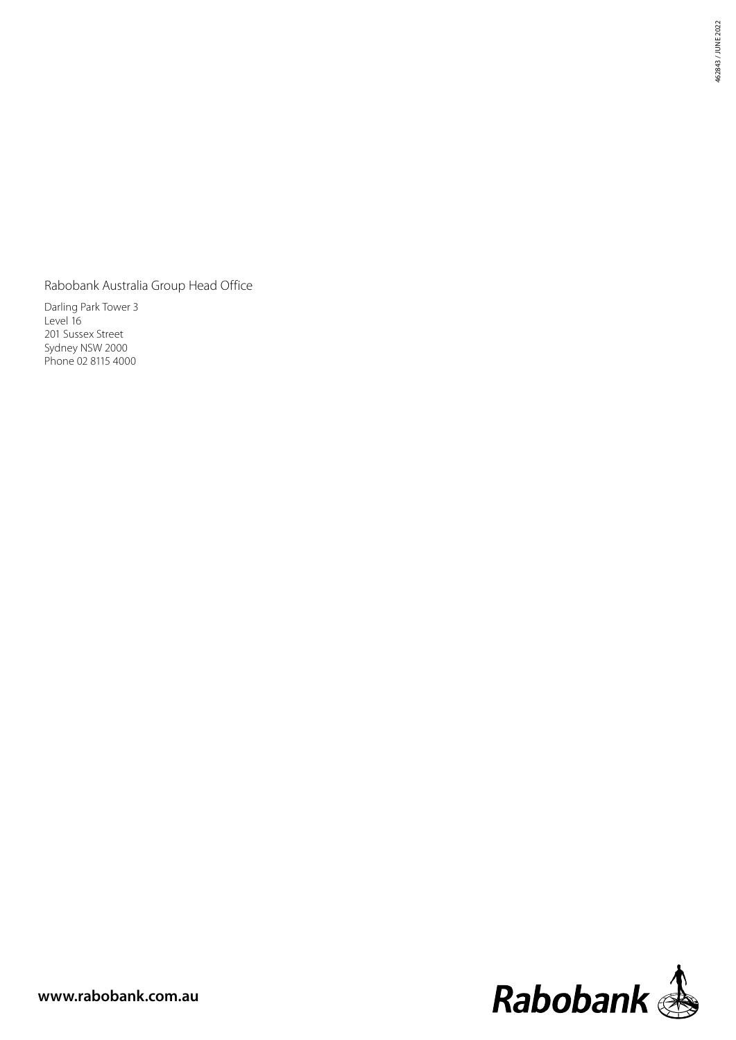Rabobank Australia Group Head Office

Darling Park Tower 3
Level 16
201 Sussex Street
Sydney NSW 2000
Phone 02 8115 4000

462843 / JUNE 2022

**www.rabobank.com.au**

Rabobank